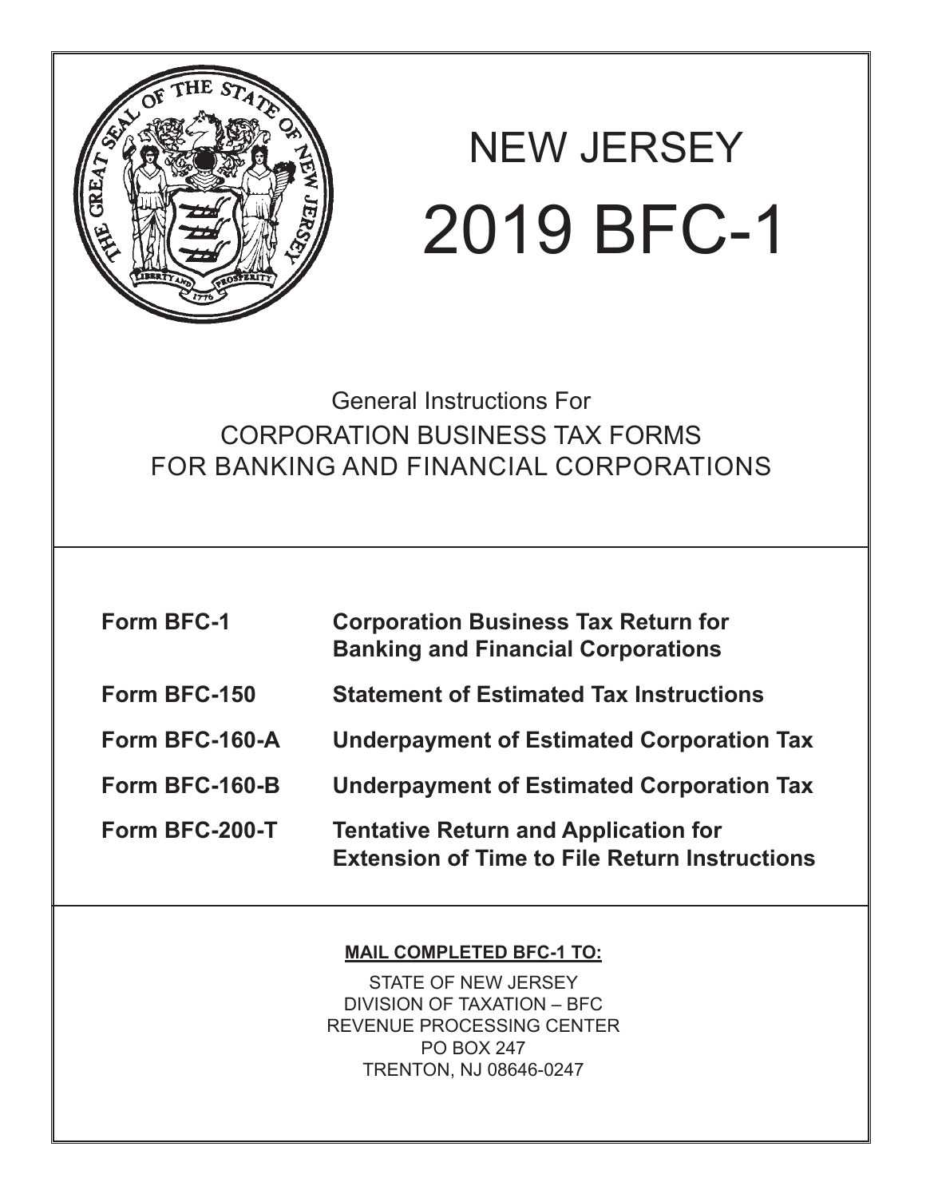# NEW JERSEY

# 2019 BFC-1

## General Instructions For
## CORPORATION BUSINESS TAX FORMS
## FOR BANKING AND FINANCIAL CORPORATIONS

| | |
|---|---|
| **Form BFC-1** | **Corporation Business Tax Return for Banking and Financial Corporations** |
| **Form BFC-150** | **Statement of Estimated Tax Instructions** |
| **Form BFC-160-A** | **Underpayment of Estimated Corporation Tax** |
| **Form BFC-160-B** | **Underpayment of Estimated Corporation Tax** |
| **Form BFC-200-T** | **Tentative Return and Application for Extension of Time to File Return Instructions** |

**MAIL COMPLETED BFC-1 TO:**

STATE OF NEW JERSEY
DIVISION OF TAXATION – BFC
REVENUE PROCESSING CENTER
PO BOX 247
TRENTON, NJ 08646-0247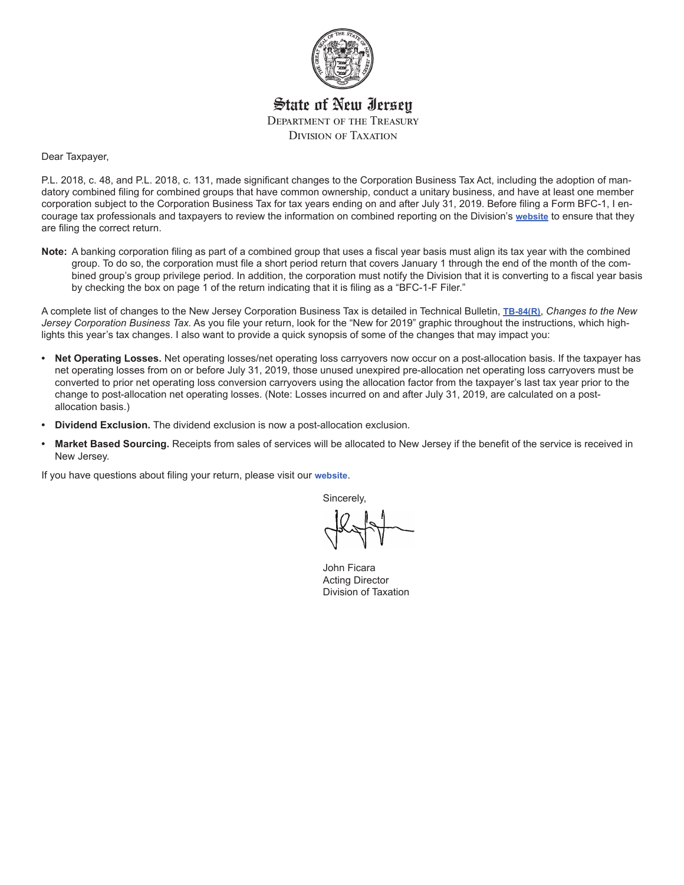# State of New Jersey

DEPARTMENT OF THE TREASURY

DIVISION OF TAXATION

Dear Taxpayer,

P.L. 2018, c. 48, and P.L. 2018, c. 131, made significant changes to the Corporation Business Tax Act, including the adoption of mandatory combined filing for combined groups that have common ownership, conduct a unitary business, and have at least one member corporation subject to the Corporation Business Tax for tax years ending on and after July 31, 2019. Before filing a Form BFC-1, I encourage tax professionals and taxpayers to review the information on combined reporting on the Division's **website** to ensure that they are filing the correct return.

**Note:** A banking corporation filing as part of a combined group that uses a fiscal year basis must align its tax year with the combined group. To do so, the corporation must file a short period return that covers January 1 through the end of the month of the combined group's group privilege period. In addition, the corporation must notify the Division that it is converting to a fiscal year basis by checking the box on page 1 of the return indicating that it is filing as a "BFC-1-F Filer."

A complete list of changes to the New Jersey Corporation Business Tax is detailed in Technical Bulletin, **TB-84(R)**, *Changes to the New Jersey Corporation Business Tax.* As you file your return, look for the "New for 2019" graphic throughout the instructions, which highlights this year's tax changes. I also want to provide a quick synopsis of some of the changes that may impact you:

- **Net Operating Losses.** Net operating losses/net operating loss carryovers now occur on a post-allocation basis. If the taxpayer has net operating losses from on or before July 31, 2019, those unused unexpired pre-allocation net operating loss carryovers must be converted to prior net operating loss conversion carryovers using the allocation factor from the taxpayer's last tax year prior to the change to post-allocation net operating losses. (Note: Losses incurred on and after July 31, 2019, are calculated on a post-allocation basis.)
- **Dividend Exclusion.** The dividend exclusion is now a post-allocation exclusion.
- **Market Based Sourcing.** Receipts from sales of services will be allocated to New Jersey if the benefit of the service is received in New Jersey.

If you have questions about filing your return, please visit our **website**.

Sincerely,

John Ficara
Acting Director
Division of Taxation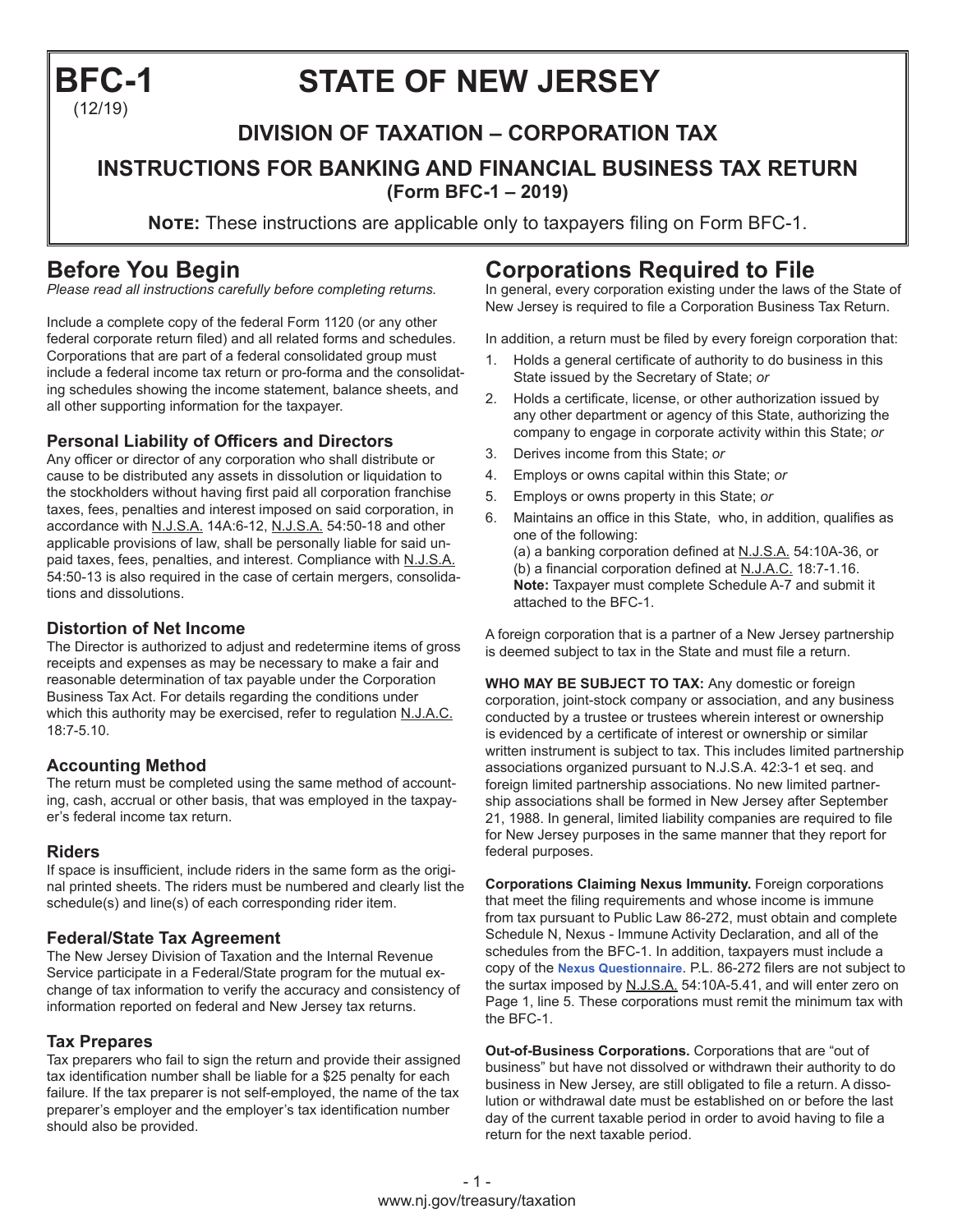# BFC-1 (12/19)

# STATE OF NEW JERSEY

## DIVISION OF TAXATION – CORPORATION TAX

## INSTRUCTIONS FOR BANKING AND FINANCIAL BUSINESS TAX RETURN (Form BFC-1 – 2019)

**Note:** These instructions are applicable only to taxpayers filing on Form BFC-1.

## Before You Begin

*Please read all instructions carefully before completing returns.*

Include a complete copy of the federal Form 1120 (or any other federal corporate return filed) and all related forms and schedules. Corporations that are part of a federal consolidated group must include a federal income tax return or pro-forma and the consolidating schedules showing the income statement, balance sheets, and all other supporting information for the taxpayer.

### Personal Liability of Officers and Directors

Any officer or director of any corporation who shall distribute or cause to be distributed any assets in dissolution or liquidation to the stockholders without having first paid all corporation franchise taxes, fees, penalties and interest imposed on said corporation, in accordance with N.J.S.A. 14A:6-12, N.J.S.A. 54:50-18 and other applicable provisions of law, shall be personally liable for said unpaid taxes, fees, penalties, and interest. Compliance with N.J.S.A. 54:50-13 is also required in the case of certain mergers, consolidations and dissolutions.

### Distortion of Net Income

The Director is authorized to adjust and redetermine items of gross receipts and expenses as may be necessary to make a fair and reasonable determination of tax payable under the Corporation Business Tax Act. For details regarding the conditions under which this authority may be exercised, refer to regulation N.J.A.C. 18:7-5.10.

### Accounting Method

The return must be completed using the same method of accounting, cash, accrual or other basis, that was employed in the taxpayer's federal income tax return.

### Riders

If space is insufficient, include riders in the same form as the original printed sheets. The riders must be numbered and clearly list the schedule(s) and line(s) of each corresponding rider item.

### Federal/State Tax Agreement

The New Jersey Division of Taxation and the Internal Revenue Service participate in a Federal/State program for the mutual exchange of tax information to verify the accuracy and consistency of information reported on federal and New Jersey tax returns.

### Tax Prepares

Tax preparers who fail to sign the return and provide their assigned tax identification number shall be liable for a $25 penalty for each failure. If the tax preparer is not self-employed, the name of the tax preparer's employer and the employer's tax identification number should also be provided.

## Corporations Required to File

In general, every corporation existing under the laws of the State of New Jersey is required to file a Corporation Business Tax Return.

In addition, a return must be filed by every foreign corporation that:

1. Holds a general certificate of authority to do business in this State issued by the Secretary of State; *or*
2. Holds a certificate, license, or other authorization issued by any other department or agency of this State, authorizing the company to engage in corporate activity within this State; *or*
3. Derives income from this State; *or*
4. Employs or owns capital within this State; *or*
5. Employs or owns property in this State; *or*
6. Maintains an office in this State, who, in addition, qualifies as one of the following:
   (a) a banking corporation defined at N.J.S.A. 54:10A-36, or
   (b) a financial corporation defined at N.J.A.C. 18:7-1.16.
   **Note:** Taxpayer must complete Schedule A-7 and submit it attached to the BFC-1.

A foreign corporation that is a partner of a New Jersey partnership is deemed subject to tax in the State and must file a return.

**WHO MAY BE SUBJECT TO TAX:** Any domestic or foreign corporation, joint-stock company or association, and any business conducted by a trustee or trustees wherein interest or ownership is evidenced by a certificate of interest or ownership or similar written instrument is subject to tax. This includes limited partnership associations organized pursuant to N.J.S.A. 42:3-1 et seq. and foreign limited partnership associations. No new limited partnership associations shall be formed in New Jersey after September 21, 1988. In general, limited liability companies are required to file for New Jersey purposes in the same manner that they report for federal purposes.

**Corporations Claiming Nexus Immunity.** Foreign corporations that meet the filing requirements and whose income is immune from tax pursuant to Public Law 86-272, must obtain and complete Schedule N, Nexus - Immune Activity Declaration, and all of the schedules from the BFC-1. In addition, taxpayers must include a copy of the **Nexus Questionnaire**. P.L. 86-272 filers are not subject to the surtax imposed by N.J.S.A. 54:10A-5.41, and will enter zero on Page 1, line 5. These corporations must remit the minimum tax with the BFC-1.

**Out-of-Business Corporations.** Corporations that are "out of business" but have not dissolved or withdrawn their authority to do business in New Jersey, are still obligated to file a return. A dissolution or withdrawal date must be established on or before the last day of the current taxable period in order to avoid having to file a return for the next taxable period.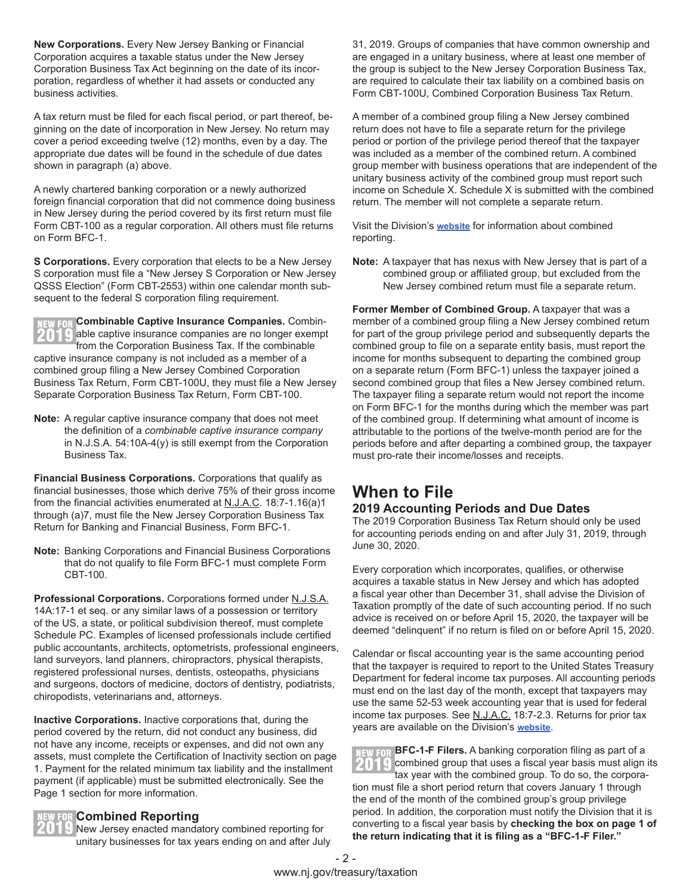**New Corporations.** Every New Jersey Banking or Financial Corporation acquires a taxable status under the New Jersey Corporation Business Tax Act beginning on the date of its incorporation, regardless of whether it had assets or conducted any business activities.

A tax return must be filed for each fiscal period, or part thereof, beginning on the date of incorporation in New Jersey. No return may cover a period exceeding twelve (12) months, even by a day. The appropriate due dates will be found in the schedule of due dates shown in paragraph (a) above.

A newly chartered banking corporation or a newly authorized foreign financial corporation that did not commence doing business in New Jersey during the period covered by its first return must file Form CBT-100 as a regular corporation. All others must file returns on Form BFC-1.

**S Corporations.** Every corporation that elects to be a New Jersey S corporation must file a "New Jersey S Corporation or New Jersey QSSS Election" (Form CBT-2553) within one calendar month subsequent to the federal S corporation filing requirement.

NEW FOR 2019 **Combinable Captive Insurance Companies.** Combinable captive insurance companies are no longer exempt from the Corporation Business Tax. If the combinable captive insurance company is not included as a member of a combined group filing a New Jersey Combined Corporation Business Tax Return, Form CBT-100U, they must file a New Jersey Separate Corporation Business Tax Return, Form CBT-100.

**Note:** A regular captive insurance company that does not meet the definition of a *combinable captive insurance company* in N.J.S.A. 54:10A-4(y) is still exempt from the Corporation Business Tax.

**Financial Business Corporations.** Corporations that qualify as financial businesses, those which derive 75% of their gross income from the financial activities enumerated at N.J.A.C. 18:7-1.16(a)1 through (a)7, must file the New Jersey Corporation Business Tax Return for Banking and Financial Business, Form BFC-1.

**Note:** Banking Corporations and Financial Business Corporations that do not qualify to file Form BFC-1 must complete Form CBT-100.

**Professional Corporations.** Corporations formed under N.J.S.A. 14A:17-1 et seq. or any similar laws of a possession or territory of the US, a state, or political subdivision thereof, must complete Schedule PC. Examples of licensed professionals include certified public accountants, architects, optometrists, professional engineers, land surveyors, land planners, chiropractors, physical therapists, registered professional nurses, dentists, osteopaths, physicians and surgeons, doctors of medicine, doctors of dentistry, podiatrists, chiropodists, veterinarians and, attorneys.

**Inactive Corporations.** Inactive corporations that, during the period covered by the return, did not conduct any business, did not have any income, receipts or expenses, and did not own any assets, must complete the Certification of Inactivity section on page 1. Payment for the related minimum tax liability and the installment payment (if applicable) must be submitted electronically. See the Page 1 section for more information.

NEW FOR 2019 **Combined Reporting**

New Jersey enacted mandatory combined reporting for unitary businesses for tax years ending on and after July 31, 2019. Groups of companies that have common ownership and are engaged in a unitary business, where at least one member of the group is subject to the New Jersey Corporation Business Tax, are required to calculate their tax liability on a combined basis on Form CBT-100U, Combined Corporation Business Tax Return.

A member of a combined group filing a New Jersey combined return does not have to file a separate return for the privilege period or portion of the privilege period thereof that the taxpayer was included as a member of the combined return. A combined group member with business operations that are independent of the unitary business activity of the combined group must report such income on Schedule X. Schedule X is submitted with the combined return. The member will not complete a separate return.

Visit the Division's **website** for information about combined reporting.

**Note:** A taxpayer that has nexus with New Jersey that is part of a combined group or affiliated group, but excluded from the New Jersey combined return must file a separate return.

**Former Member of Combined Group.** A taxpayer that was a member of a combined group filing a New Jersey combined return for part of the group privilege period and subsequently departs the combined group to file on a separate entity basis, must report the income for months subsequent to departing the combined group on a separate return (Form BFC-1) unless the taxpayer joined a second combined group that files a New Jersey combined return. The taxpayer filing a separate return would not report the income on Form BFC-1 for the months during which the member was part of the combined group. If determining what amount of income is attributable to the portions of the twelve-month period are for the periods before and after departing a combined group, the taxpayer must pro-rate their income/losses and receipts.

# When to File

## 2019 Accounting Periods and Due Dates

The 2019 Corporation Business Tax Return should only be used for accounting periods ending on and after July 31, 2019, through June 30, 2020.

Every corporation which incorporates, qualifies, or otherwise acquires a taxable status in New Jersey and which has adopted a fiscal year other than December 31, shall advise the Division of Taxation promptly of the date of such accounting period. If no such advice is received on or before April 15, 2020, the taxpayer will be deemed "delinquent" if no return is filed on or before April 15, 2020.

Calendar or fiscal accounting year is the same accounting period that the taxpayer is required to report to the United States Treasury Department for federal income tax purposes. All accounting periods must end on the last day of the month, except that taxpayers may use the same 52-53 week accounting year that is used for federal income tax purposes. See N.J.A.C. 18:7-2.3. Returns for prior tax years are available on the Division's **website**.

NEW FOR 2019 **BFC-1-F Filers.** A banking corporation filing as part of a combined group that uses a fiscal year basis must align its tax year with the combined group. To do so, the corporation must file a short period return that covers January 1 through the end of the month of the combined group's group privilege period. In addition, the corporation must notify the Division that it is converting to a fiscal year basis by **checking the box on page 1 of the return indicating that it is filing as a "BFC-1-F Filer."**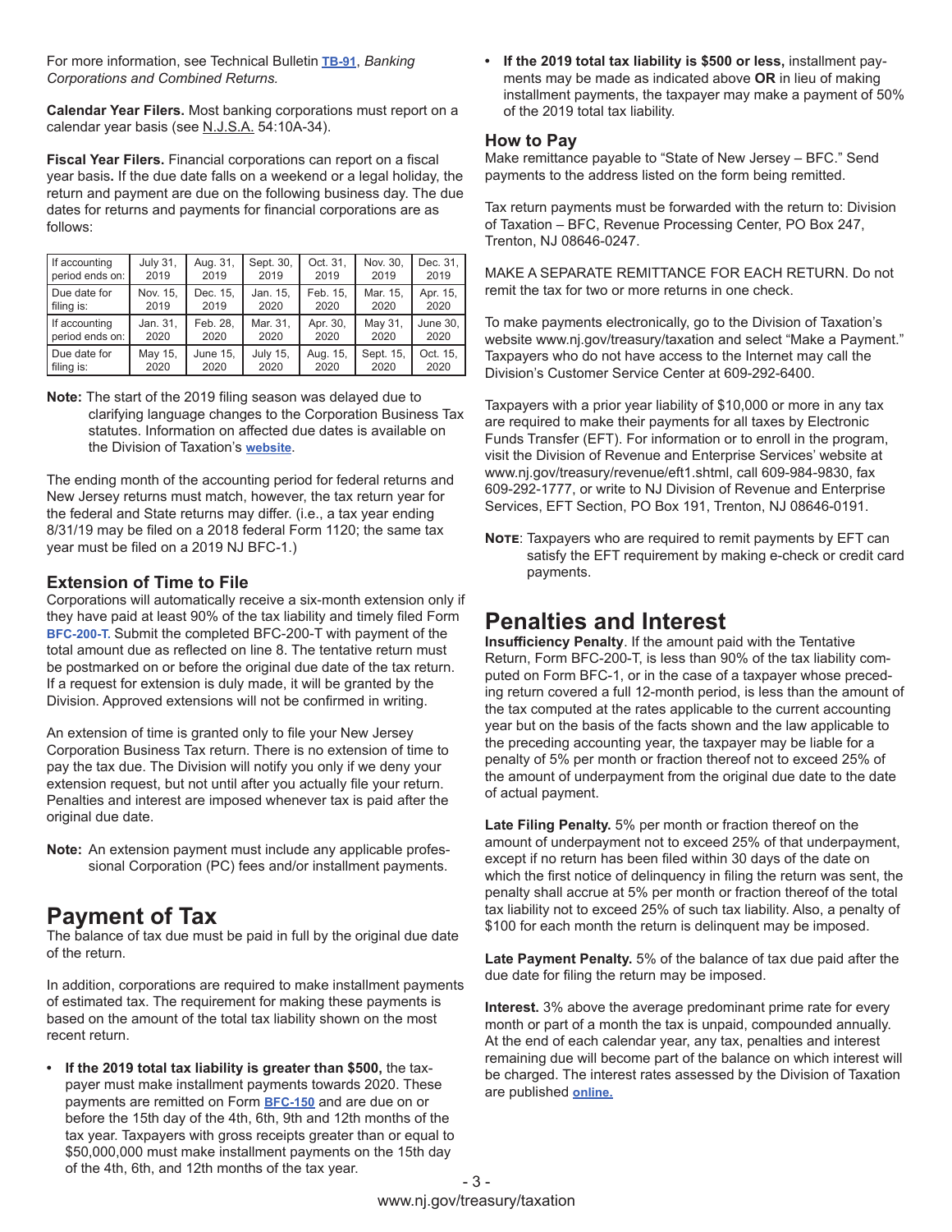For more information, see Technical Bulletin **TB-91**, *Banking Corporations and Combined Returns.*

**Calendar Year Filers.** Most banking corporations must report on a calendar year basis (see N.J.S.A. 54:10A-34).

**Fiscal Year Filers.** Financial corporations can report on a fiscal year basis**.** If the due date falls on a weekend or a legal holiday, the return and payment are due on the following business day. The due dates for returns and payments for financial corporations are as follows:

| If accounting period ends on: | July 31, 2019 | Aug. 31, 2019 | Sept. 30, 2019 | Oct. 31, 2019 | Nov. 30, 2019 | Dec. 31, 2019 |
|---|---|---|---|---|---|---|
| Due date for filing is: | Nov. 15, 2019 | Dec. 15, 2019 | Jan. 15, 2020 | Feb. 15, 2020 | Mar. 15, 2020 | Apr. 15, 2020 |
| If accounting period ends on: | Jan. 31, 2020 | Feb. 28, 2020 | Mar. 31, 2020 | Apr. 30, 2020 | May 31, 2020 | June 30, 2020 |
| Due date for filing is: | May 15, 2020 | June 15, 2020 | July 15, 2020 | Aug. 15, 2020 | Sept. 15, 2020 | Oct. 15, 2020 |

**Note:** The start of the 2019 filing season was delayed due to clarifying language changes to the Corporation Business Tax statutes. Information on affected due dates is available on the Division of Taxation's **website**.

The ending month of the accounting period for federal returns and New Jersey returns must match, however, the tax return year for the federal and State returns may differ. (i.e., a tax year ending 8/31/19 may be filed on a 2018 federal Form 1120; the same tax year must be filed on a 2019 NJ BFC-1.)

### Extension of Time to File

Corporations will automatically receive a six-month extension only if they have paid at least 90% of the tax liability and timely filed Form **BFC-200-T**. Submit the completed BFC-200-T with payment of the total amount due as reflected on line 8. The tentative return must be postmarked on or before the original due date of the tax return. If a request for extension is duly made, it will be granted by the Division. Approved extensions will not be confirmed in writing.

An extension of time is granted only to file your New Jersey Corporation Business Tax return. There is no extension of time to pay the tax due. The Division will notify you only if we deny your extension request, but not until after you actually file your return. Penalties and interest are imposed whenever tax is paid after the original due date.

**Note:** An extension payment must include any applicable professional Corporation (PC) fees and/or installment payments.

## Payment of Tax

The balance of tax due must be paid in full by the original due date of the return.

In addition, corporations are required to make installment payments of estimated tax. The requirement for making these payments is based on the amount of the total tax liability shown on the most recent return.

- **If the 2019 total tax liability is greater than $500,** the taxpayer must make installment payments towards 2020. These payments are remitted on Form **BFC-150** and are due on or before the 15th day of the 4th, 6th, 9th and 12th months of the tax year. Taxpayers with gross receipts greater than or equal to $50,000,000 must make installment payments on the 15th day of the 4th, 6th, and 12th months of the tax year.
- **If the 2019 total tax liability is $500 or less,** installment payments may be made as indicated above **OR** in lieu of making installment payments, the taxpayer may make a payment of 50% of the 2019 total tax liability.

### How to Pay

Make remittance payable to "State of New Jersey – BFC." Send payments to the address listed on the form being remitted.

Tax return payments must be forwarded with the return to: Division of Taxation – BFC, Revenue Processing Center, PO Box 247, Trenton, NJ 08646-0247.

MAKE A SEPARATE REMITTANCE FOR EACH RETURN. Do not remit the tax for two or more returns in one check.

To make payments electronically, go to the Division of Taxation's website www.nj.gov/treasury/taxation and select "Make a Payment." Taxpayers who do not have access to the Internet may call the Division's Customer Service Center at 609-292-6400.

Taxpayers with a prior year liability of $10,000 or more in any tax are required to make their payments for all taxes by Electronic Funds Transfer (EFT). For information or to enroll in the program, visit the Division of Revenue and Enterprise Services' website at www.nj.gov/treasury/revenue/eft1.shtml, call 609-984-9830, fax 609-292-1777, or write to NJ Division of Revenue and Enterprise Services, EFT Section, PO Box 191, Trenton, NJ 08646-0191.

**Note**: Taxpayers who are required to remit payments by EFT can satisfy the EFT requirement by making e-check or credit card payments.

## Penalties and Interest

**Insufficiency Penalty**. If the amount paid with the Tentative Return, Form BFC-200-T, is less than 90% of the tax liability computed on Form BFC-1, or in the case of a taxpayer whose preceding return covered a full 12-month period, is less than the amount of the tax computed at the rates applicable to the current accounting year but on the basis of the facts shown and the law applicable to the preceding accounting year, the taxpayer may be liable for a penalty of 5% per month or fraction thereof not to exceed 25% of the amount of underpayment from the original due date to the date of actual payment.

**Late Filing Penalty.** 5% per month or fraction thereof on the amount of underpayment not to exceed 25% of that underpayment, except if no return has been filed within 30 days of the date on which the first notice of delinquency in filing the return was sent, the penalty shall accrue at 5% per month or fraction thereof of the total tax liability not to exceed 25% of such tax liability. Also, a penalty of $100 for each month the return is delinquent may be imposed.

**Late Payment Penalty.** 5% of the balance of tax due paid after the due date for filing the return may be imposed.

**Interest.** 3% above the average predominant prime rate for every month or part of a month the tax is unpaid, compounded annually. At the end of each calendar year, any tax, penalties and interest remaining due will become part of the balance on which interest will be charged. The interest rates assessed by the Division of Taxation are published **online.**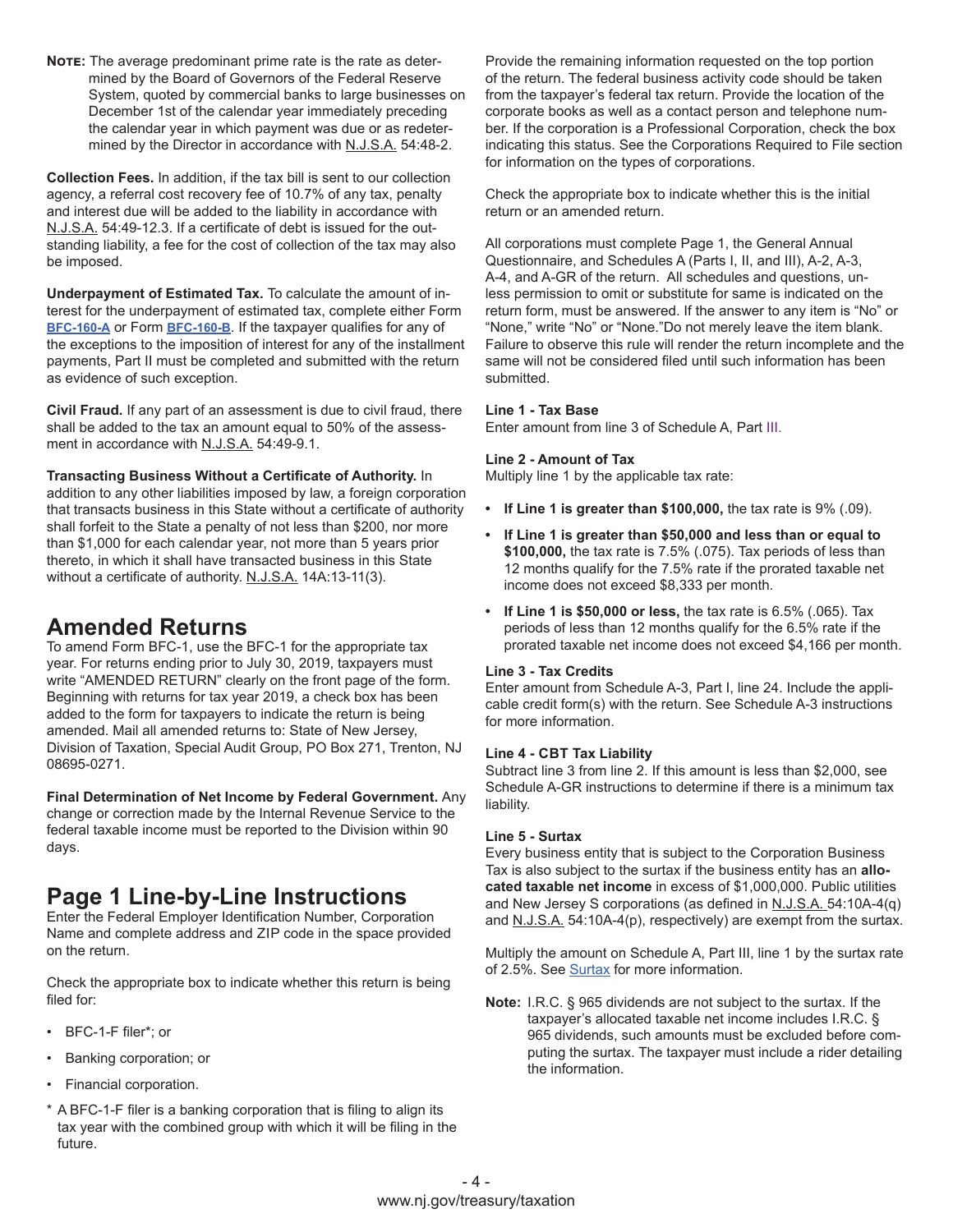**Note:** The average predominant prime rate is the rate as determined by the Board of Governors of the Federal Reserve System, quoted by commercial banks to large businesses on December 1st of the calendar year immediately preceding the calendar year in which payment was due or as redetermined by the Director in accordance with N.J.S.A. 54:48-2.

**Collection Fees.** In addition, if the tax bill is sent to our collection agency, a referral cost recovery fee of 10.7% of any tax, penalty and interest due will be added to the liability in accordance with N.J.S.A. 54:49-12.3. If a certificate of debt is issued for the outstanding liability, a fee for the cost of collection of the tax may also be imposed.

**Underpayment of Estimated Tax.** To calculate the amount of interest for the underpayment of estimated tax, complete either Form **BFC-160-A** or Form **BFC-160-B**. If the taxpayer qualifies for any of the exceptions to the imposition of interest for any of the installment payments, Part II must be completed and submitted with the return as evidence of such exception.

**Civil Fraud.** If any part of an assessment is due to civil fraud, there shall be added to the tax an amount equal to 50% of the assessment in accordance with N.J.S.A. 54:49-9.1.

**Transacting Business Without a Certificate of Authority.** In addition to any other liabilities imposed by law, a foreign corporation that transacts business in this State without a certificate of authority shall forfeit to the State a penalty of not less than $200, nor more than $1,000 for each calendar year, not more than 5 years prior thereto, in which it shall have transacted business in this State without a certificate of authority. N.J.S.A. 14A:13-11(3).

## Amended Returns

To amend Form BFC-1, use the BFC-1 for the appropriate tax year. For returns ending prior to July 30, 2019, taxpayers must write "AMENDED RETURN" clearly on the front page of the form. Beginning with returns for tax year 2019, a check box has been added to the form for taxpayers to indicate the return is being amended. Mail all amended returns to: State of New Jersey, Division of Taxation, Special Audit Group, PO Box 271, Trenton, NJ 08695-0271.

**Final Determination of Net Income by Federal Government.** Any change or correction made by the Internal Revenue Service to the federal taxable income must be reported to the Division within 90 days.

## Page 1 Line-by-Line Instructions

Enter the Federal Employer Identification Number, Corporation Name and complete address and ZIP code in the space provided on the return.

Check the appropriate box to indicate whether this return is being filed for:

- BFC-1-F filer*; or
- Banking corporation; or
- Financial corporation.

\* A BFC-1-F filer is a banking corporation that is filing to align its tax year with the combined group with which it will be filing in the future.

Provide the remaining information requested on the top portion of the return. The federal business activity code should be taken from the taxpayer's federal tax return. Provide the location of the corporate books as well as a contact person and telephone number. If the corporation is a Professional Corporation, check the box indicating this status. See the Corporations Required to File section for information on the types of corporations.

Check the appropriate box to indicate whether this is the initial return or an amended return.

All corporations must complete Page 1, the General Annual Questionnaire, and Schedules A (Parts I, II, and III), A-2, A-3, A-4, and A-GR of the return. All schedules and questions, unless permission to omit or substitute for same is indicated on the return form, must be answered. If the answer to any item is "No" or "None," write "No" or "None."Do not merely leave the item blank. Failure to observe this rule will render the return incomplete and the same will not be considered filed until such information has been submitted.

**Line 1 - Tax Base**

Enter amount from line 3 of Schedule A, Part III.

**Line 2 - Amount of Tax**

Multiply line 1 by the applicable tax rate:

- **If Line 1 is greater than $100,000,** the tax rate is 9% (.09).
- **If Line 1 is greater than $50,000 and less than or equal to $100,000,** the tax rate is 7.5% (.075). Tax periods of less than 12 months qualify for the 7.5% rate if the prorated taxable net income does not exceed $8,333 per month.
- **If Line 1 is $50,000 or less,** the tax rate is 6.5% (.065). Tax periods of less than 12 months qualify for the 6.5% rate if the prorated taxable net income does not exceed $4,166 per month.

**Line 3 - Tax Credits**

Enter amount from Schedule A-3, Part I, line 24. Include the applicable credit form(s) with the return. See Schedule A-3 instructions for more information.

**Line 4 - CBT Tax Liability**

Subtract line 3 from line 2. If this amount is less than $2,000, see Schedule A-GR instructions to determine if there is a minimum tax liability.

**Line 5 - Surtax**

Every business entity that is subject to the Corporation Business Tax is also subject to the surtax if the business entity has an **allocated taxable net income** in excess of $1,000,000. Public utilities and New Jersey S corporations (as defined in N.J.S.A. 54:10A-4(q) and N.J.S.A. 54:10A-4(p), respectively) are exempt from the surtax.

Multiply the amount on Schedule A, Part III, line 1 by the surtax rate of 2.5%. See Surtax for more information.

**Note:** I.R.C. § 965 dividends are not subject to the surtax. If the taxpayer's allocated taxable net income includes I.R.C. § 965 dividends, such amounts must be excluded before computing the surtax. The taxpayer must include a rider detailing the information.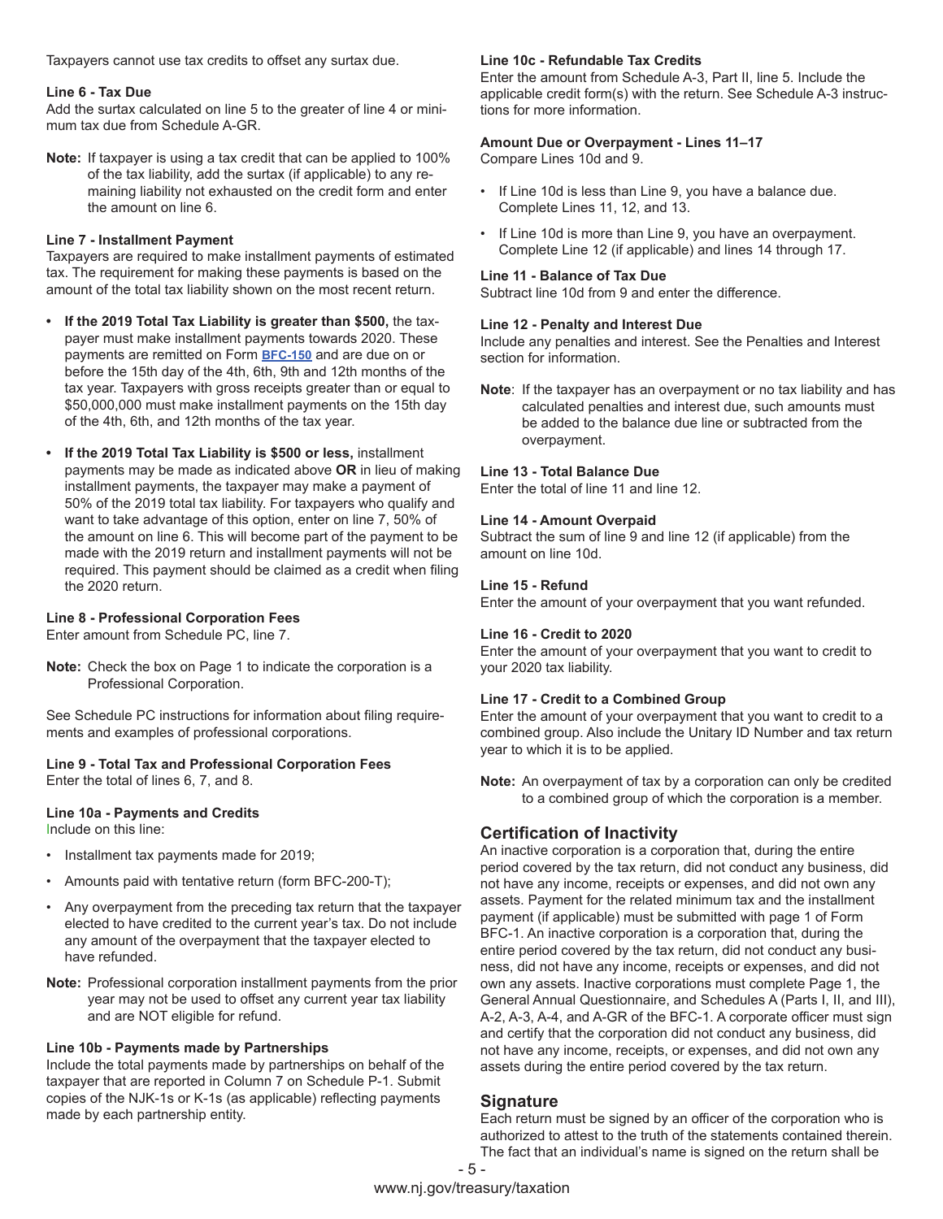Taxpayers cannot use tax credits to offset any surtax due.

**Line 6 - Tax Due**
Add the surtax calculated on line 5 to the greater of line 4 or minimum tax due from Schedule A-GR.

**Note:** If taxpayer is using a tax credit that can be applied to 100% of the tax liability, add the surtax (if applicable) to any remaining liability not exhausted on the credit form and enter the amount on line 6.

**Line 7 - Installment Payment**
Taxpayers are required to make installment payments of estimated tax. The requirement for making these payments is based on the amount of the total tax liability shown on the most recent return.

- **If the 2019 Total Tax Liability is greater than $500,** the taxpayer must make installment payments towards 2020. These payments are remitted on Form BFC-150 and are due on or before the 15th day of the 4th, 6th, 9th and 12th months of the tax year. Taxpayers with gross receipts greater than or equal to $50,000,000 must make installment payments on the 15th day of the 4th, 6th, and 12th months of the tax year.
- **If the 2019 Total Tax Liability is $500 or less,** installment payments may be made as indicated above **OR** in lieu of making installment payments, the taxpayer may make a payment of 50% of the 2019 total tax liability. For taxpayers who qualify and want to take advantage of this option, enter on line 7, 50% of the amount on line 6. This will become part of the payment to be made with the 2019 return and installment payments will not be required. This payment should be claimed as a credit when filing the 2020 return.

**Line 8 - Professional Corporation Fees**
Enter amount from Schedule PC, line 7.

**Note:** Check the box on Page 1 to indicate the corporation is a Professional Corporation.

See Schedule PC instructions for information about filing requirements and examples of professional corporations.

**Line 9 - Total Tax and Professional Corporation Fees**
Enter the total of lines 6, 7, and 8.

**Line 10a - Payments and Credits**
Include on this line:

- Installment tax payments made for 2019;
- Amounts paid with tentative return (form BFC-200-T);
- Any overpayment from the preceding tax return that the taxpayer elected to have credited to the current year's tax. Do not include any amount of the overpayment that the taxpayer elected to have refunded.

**Note:** Professional corporation installment payments from the prior year may not be used to offset any current year tax liability and are NOT eligible for refund.

**Line 10b - Payments made by Partnerships**
Include the total payments made by partnerships on behalf of the taxpayer that are reported in Column 7 on Schedule P-1. Submit copies of the NJK-1s or K-1s (as applicable) reflecting payments made by each partnership entity.

**Line 10c - Refundable Tax Credits**
Enter the amount from Schedule A-3, Part II, line 5. Include the applicable credit form(s) with the return. See Schedule A-3 instructions for more information.

**Amount Due or Overpayment - Lines 11–17**
Compare Lines 10d and 9.

- If Line 10d is less than Line 9, you have a balance due. Complete Lines 11, 12, and 13.
- If Line 10d is more than Line 9, you have an overpayment. Complete Line 12 (if applicable) and lines 14 through 17.

**Line 11 - Balance of Tax Due**
Subtract line 10d from 9 and enter the difference.

**Line 12 - Penalty and Interest Due**
Include any penalties and interest. See the Penalties and Interest section for information.

**Note**: If the taxpayer has an overpayment or no tax liability and has calculated penalties and interest due, such amounts must be added to the balance due line or subtracted from the overpayment.

**Line 13 - Total Balance Due**
Enter the total of line 11 and line 12.

**Line 14 - Amount Overpaid**
Subtract the sum of line 9 and line 12 (if applicable) from the amount on line 10d.

**Line 15 - Refund**
Enter the amount of your overpayment that you want refunded.

**Line 16 - Credit to 2020**
Enter the amount of your overpayment that you want to credit to your 2020 tax liability.

**Line 17 - Credit to a Combined Group**
Enter the amount of your overpayment that you want to credit to a combined group. Also include the Unitary ID Number and tax return year to which it is to be applied.

**Note:** An overpayment of tax by a corporation can only be credited to a combined group of which the corporation is a member.

## Certification of Inactivity

An inactive corporation is a corporation that, during the entire period covered by the tax return, did not conduct any business, did not have any income, receipts or expenses, and did not own any assets. Payment for the related minimum tax and the installment payment (if applicable) must be submitted with page 1 of Form BFC-1. An inactive corporation is a corporation that, during the entire period covered by the tax return, did not conduct any business, did not have any income, receipts or expenses, and did not own any assets. Inactive corporations must complete Page 1, the General Annual Questionnaire, and Schedules A (Parts I, II, and III), A-2, A-3, A-4, and A-GR of the BFC-1. A corporate officer must sign and certify that the corporation did not conduct any business, did not have any income, receipts, or expenses, and did not own any assets during the entire period covered by the tax return.

## Signature

Each return must be signed by an officer of the corporation who is authorized to attest to the truth of the statements contained therein. The fact that an individual's name is signed on the return shall be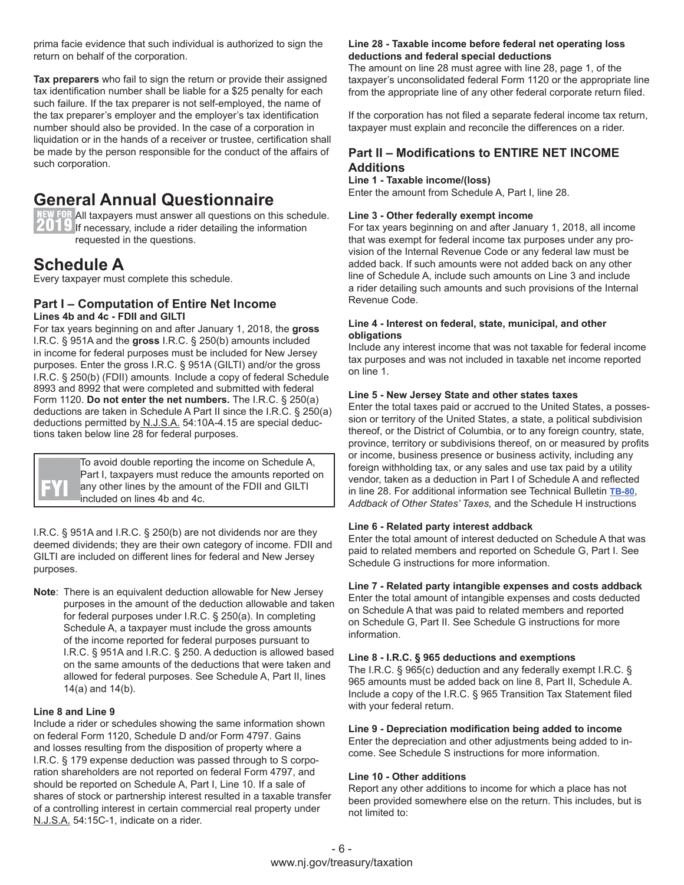prima facie evidence that such individual is authorized to sign the return on behalf of the corporation.

**Tax preparers** who fail to sign the return or provide their assigned tax identification number shall be liable for a $25 penalty for each such failure. If the tax preparer is not self-employed, the name of the tax preparer's employer and the employer's tax identification number should also be provided. In the case of a corporation in liquidation or in the hands of a receiver or trustee, certification shall be made by the person responsible for the conduct of the affairs of such corporation.

# General Annual Questionnaire

**NEW FOR 2019** All taxpayers must answer all questions on this schedule. If necessary, include a rider detailing the information requested in the questions.

# Schedule A

Every taxpayer must complete this schedule.

## Part I – Computation of Entire Net Income

**Lines 4b and 4c - FDII and GILTI**

For tax years beginning on and after January 1, 2018, the **gross** I.R.C. § 951A and the **gross** I.R.C. § 250(b) amounts included in income for federal purposes must be included for New Jersey purposes. Enter the gross I.R.C. § 951A (GILTI) and/or the gross I.R.C. § 250(b) (FDII) amounts. Include a copy of federal Schedule 8993 and 8992 that were completed and submitted with federal Form 1120. **Do not enter the net numbers.** The I.R.C. § 250(a) deductions are taken in Schedule A Part II since the I.R.C. § 250(a) deductions permitted by N.J.S.A. 54:10A-4.15 are special deductions taken below line 28 for federal purposes.

**FYI** To avoid double reporting the income on Schedule A, Part I, taxpayers must reduce the amounts reported on any other lines by the amount of the FDII and GILTI included on lines 4b and 4c.

I.R.C. § 951A and I.R.C. § 250(b) are not dividends nor are they deemed dividends; they are their own category of income. FDII and GILTI are included on different lines for federal and New Jersey purposes.

**Note**: There is an equivalent deduction allowable for New Jersey purposes in the amount of the deduction allowable and taken for federal purposes under I.R.C. § 250(a). In completing Schedule A, a taxpayer must include the gross amounts of the income reported for federal purposes pursuant to I.R.C. § 951A and I.R.C. § 250. A deduction is allowed based on the same amounts of the deductions that were taken and allowed for federal purposes. See Schedule A, Part II, lines 14(a) and 14(b).

**Line 8 and Line 9**

Include a rider or schedules showing the same information shown on federal Form 1120, Schedule D and/or Form 4797. Gains and losses resulting from the disposition of property where a I.R.C. § 179 expense deduction was passed through to S corporation shareholders are not reported on federal Form 4797, and should be reported on Schedule A, Part I, Line 10. If a sale of shares of stock or partnership interest resulted in a taxable transfer of a controlling interest in certain commercial real property under N.J.S.A. 54:15C-1, indicate on a rider.

**Line 28 - Taxable income before federal net operating loss deductions and federal special deductions**

The amount on line 28 must agree with line 28, page 1, of the taxpayer's unconsolidated federal Form 1120 or the appropriate line from the appropriate line of any other federal corporate return filed.

If the corporation has not filed a separate federal income tax return, taxpayer must explain and reconcile the differences on a rider.

## Part II – Modifications to ENTIRE NET INCOME Additions

**Line 1 - Taxable income/(loss)**

Enter the amount from Schedule A, Part I, line 28.

**Line 3 - Other federally exempt income**

For tax years beginning on and after January 1, 2018, all income that was exempt for federal income tax purposes under any provision of the Internal Revenue Code or any federal law must be added back. If such amounts were not added back on any other line of Schedule A, include such amounts on Line 3 and include a rider detailing such amounts and such provisions of the Internal Revenue Code.

**Line 4 - Interest on federal, state, municipal, and other obligations**

Include any interest income that was not taxable for federal income tax purposes and was not included in taxable net income reported on line 1.

**Line 5 - New Jersey State and other states taxes**

Enter the total taxes paid or accrued to the United States, a possession or territory of the United States, a state, a political subdivision thereof, or the District of Columbia, or to any foreign country, state, province, territory or subdivisions thereof, on or measured by profits or income, business presence or business activity, including any foreign withholding tax, or any sales and use tax paid by a utility vendor, taken as a deduction in Part I of Schedule A and reflected in line 28. For additional information see Technical Bulletin TB-80, *Addback of Other States' Taxes,* and the Schedule H instructions

**Line 6 - Related party interest addback**

Enter the total amount of interest deducted on Schedule A that was paid to related members and reported on Schedule G, Part I. See Schedule G instructions for more information.

**Line 7 - Related party intangible expenses and costs addback**

Enter the total amount of intangible expenses and costs deducted on Schedule A that was paid to related members and reported on Schedule G, Part II. See Schedule G instructions for more information.

**Line 8 - I.R.C. § 965 deductions and exemptions**

The I.R.C. § 965(c) deduction and any federally exempt I.R.C. § 965 amounts must be added back on line 8, Part II, Schedule A. Include a copy of the I.R.C. § 965 Transition Tax Statement filed with your federal return.

**Line 9 - Depreciation modification being added to income**

Enter the depreciation and other adjustments being added to income. See Schedule S instructions for more information.

**Line 10 - Other additions**

Report any other additions to income for which a place has not been provided somewhere else on the return. This includes, but is not limited to: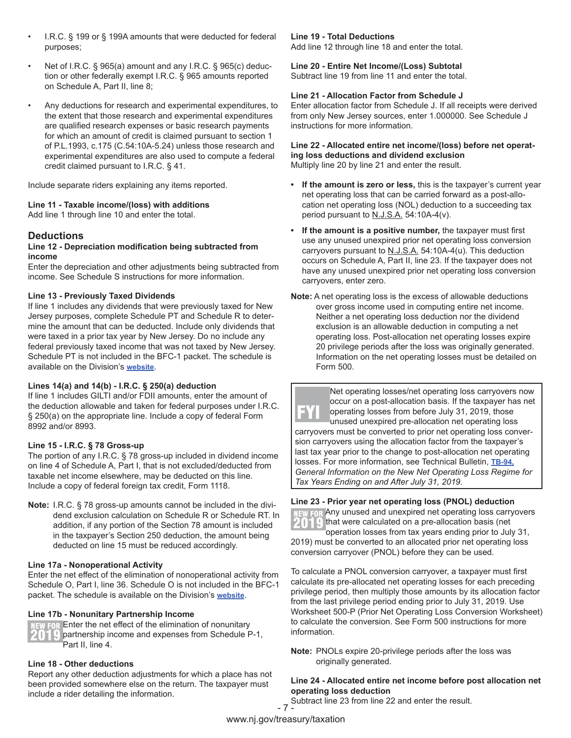- I.R.C. § 199 or § 199A amounts that were deducted for federal purposes;
- Net of I.R.C. § 965(a) amount and any I.R.C. § 965(c) deduction or other federally exempt I.R.C. § 965 amounts reported on Schedule A, Part II, line 8;
- Any deductions for research and experimental expenditures, to the extent that those research and experimental expenditures are qualified research expenses or basic research payments for which an amount of credit is claimed pursuant to section 1 of P.L.1993, c.175 (C.54:10A-5.24) unless those research and experimental expenditures are also used to compute a federal credit claimed pursuant to I.R.C. § 41.

Include separate riders explaining any items reported.

**Line 11 - Taxable income/(loss) with additions**
Add line 1 through line 10 and enter the total.

## Deductions

**Line 12 - Depreciation modification being subtracted from income**
Enter the depreciation and other adjustments being subtracted from income. See Schedule S instructions for more information.

**Line 13 - Previously Taxed Dividends**
If line 1 includes any dividends that were previously taxed for New Jersey purposes, complete Schedule PT and Schedule R to determine the amount that can be deducted. Include only dividends that were taxed in a prior tax year by New Jersey. Do no include any federal previously taxed income that was not taxed by New Jersey. Schedule PT is not included in the BFC-1 packet. The schedule is available on the Division's website.

**Lines 14(a) and 14(b) - I.R.C. § 250(a) deduction**
If line 1 includes GILTI and/or FDII amounts, enter the amount of the deduction allowable and taken for federal purposes under I.R.C. § 250(a) on the appropriate line. Include a copy of federal Form 8992 and/or 8993.

**Line 15 - I.R.C. § 78 Gross-up**
The portion of any I.R.C. § 78 gross-up included in dividend income on line 4 of Schedule A, Part I, that is not excluded/deducted from taxable net income elsewhere, may be deducted on this line. Include a copy of federal foreign tax credit, Form 1118.

**Note:** I.R.C. § 78 gross-up amounts cannot be included in the dividend exclusion calculation on Schedule R or Schedule RT. In addition, if any portion of the Section 78 amount is included in the taxpayer's Section 250 deduction, the amount being deducted on line 15 must be reduced accordingly.

**Line 17a - Nonoperational Activity**
Enter the net effect of the elimination of nonoperational activity from Schedule O, Part I, line 36. Schedule O is not included in the BFC-1 packet. The schedule is available on the Division's website.

**Line 17b - Nonunitary Partnership Income**
NEW FOR 2019 Enter the net effect of the elimination of nonunitary partnership income and expenses from Schedule P-1, Part II, line 4.

**Line 18 - Other deductions**
Report any other deduction adjustments for which a place has not been provided somewhere else on the return. The taxpayer must include a rider detailing the information.

**Line 19 - Total Deductions**
Add line 12 through line 18 and enter the total.

**Line 20 - Entire Net Income/(Loss) Subtotal**
Subtract line 19 from line 11 and enter the total.

**Line 21 - Allocation Factor from Schedule J**
Enter allocation factor from Schedule J. If all receipts were derived from only New Jersey sources, enter 1.000000. See Schedule J instructions for more information.

**Line 22 - Allocated entire net income/(loss) before net operating loss deductions and dividend exclusion**
Multiply line 20 by line 21 and enter the result.

- **If the amount is zero or less,** this is the taxpayer's current year net operating loss that can be carried forward as a post-allocation net operating loss (NOL) deduction to a succeeding tax period pursuant to N.J.S.A. 54:10A-4(v).
- **If the amount is a positive number,** the taxpayer must first use any unused unexpired prior net operating loss conversion carryovers pursuant to N.J.S.A. 54:10A-4(u). This deduction occurs on Schedule A, Part II, line 23. If the taxpayer does not have any unused unexpired prior net operating loss conversion carryovers, enter zero.

**Note:** A net operating loss is the excess of allowable deductions over gross income used in computing entire net income. Neither a net operating loss deduction nor the dividend exclusion is an allowable deduction in computing a net operating loss. Post-allocation net operating losses expire 20 privilege periods after the loss was originally generated. Information on the net operating losses must be detailed on Form 500.

> **FYI** Net operating losses/net operating loss carryovers now occur on a post-allocation basis. If the taxpayer has net operating losses from before July 31, 2019, those unused unexpired pre-allocation net operating loss carryovers must be converted to prior net operating loss conversion carryovers using the allocation factor from the taxpayer's last tax year prior to the change to post-allocation net operating losses. For more information, see Technical Bulletin, TB-94, *General Information on the New Net Operating Loss Regime for Tax Years Ending on and After July 31, 2019.*

**Line 23 - Prior year net operating loss (PNOL) deduction**
NEW FOR 2019 Any unused and unexpired net operating loss carryovers that were calculated on a pre-allocation basis (net operation losses from tax years ending prior to July 31, 2019) must be converted to an allocated prior net operating loss conversion carryover (PNOL) before they can be used.

To calculate a PNOL conversion carryover, a taxpayer must first calculate its pre-allocated net operating losses for each preceding privilege period, then multiply those amounts by its allocation factor from the last privilege period ending prior to July 31, 2019. Use Worksheet 500-P (Prior Net Operating Loss Conversion Worksheet) to calculate the conversion. See Form 500 instructions for more information.

**Note:** PNOLs expire 20-privilege periods after the loss was originally generated.

**Line 24 - Allocated entire net income before post allocation net operating loss deduction**
Subtract line 23 from line 22 and enter the result.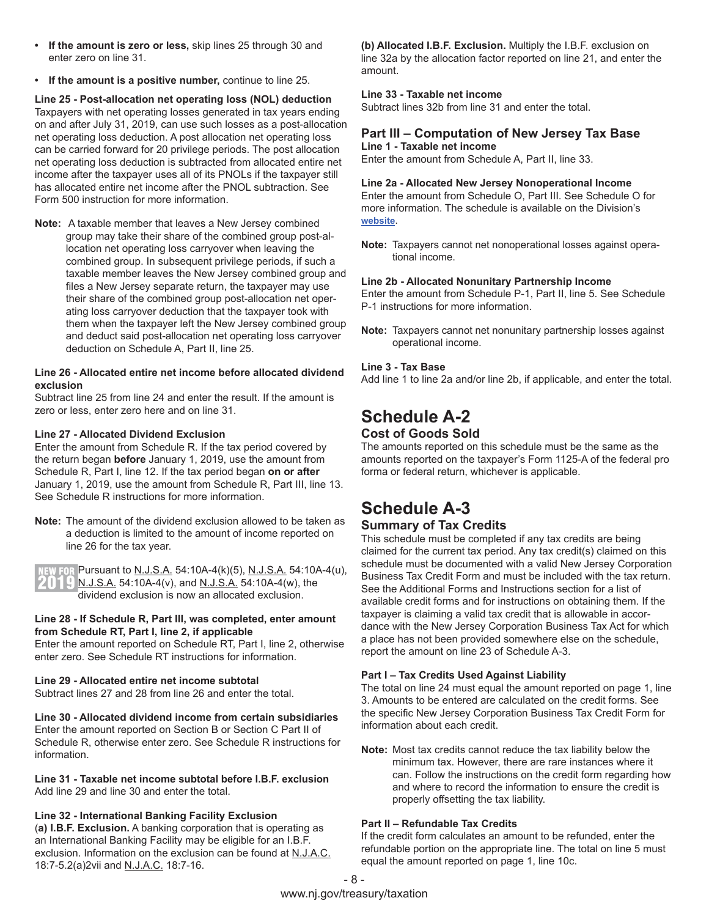- **If the amount is zero or less,** skip lines 25 through 30 and enter zero on line 31.
- **If the amount is a positive number,** continue to line 25.

**Line 25 - Post-allocation net operating loss (NOL) deduction**
Taxpayers with net operating losses generated in tax years ending on and after July 31, 2019, can use such losses as a post-allocation net operating loss deduction. A post allocation net operating loss can be carried forward for 20 privilege periods. The post allocation net operating loss deduction is subtracted from allocated entire net income after the taxpayer uses all of its PNOLs if the taxpayer still has allocated entire net income after the PNOL subtraction. See Form 500 instruction for more information.

**Note:** A taxable member that leaves a New Jersey combined group may take their share of the combined group post-allocation net operating loss carryover when leaving the combined group. In subsequent privilege periods, if such a taxable member leaves the New Jersey combined group and files a New Jersey separate return, the taxpayer may use their share of the combined group post-allocation net operating loss carryover deduction that the taxpayer took with them when the taxpayer left the New Jersey combined group and deduct said post-allocation net operating loss carryover deduction on Schedule A, Part II, line 25.

**Line 26 - Allocated entire net income before allocated dividend exclusion**
Subtract line 25 from line 24 and enter the result. If the amount is zero or less, enter zero here and on line 31.

**Line 27 - Allocated Dividend Exclusion**
Enter the amount from Schedule R. If the tax period covered by the return began **before** January 1, 2019, use the amount from Schedule R, Part I, line 12. If the tax period began **on or after** January 1, 2019, use the amount from Schedule R, Part III, line 13. See Schedule R instructions for more information.

**Note:** The amount of the dividend exclusion allowed to be taken as a deduction is limited to the amount of income reported on line 26 for the tax year.

NEW FOR 2019 Pursuant to N.J.S.A. 54:10A-4(k)(5), N.J.S.A. 54:10A-4(u), N.J.S.A. 54:10A-4(v), and N.J.S.A. 54:10A-4(w), the dividend exclusion is now an allocated exclusion.

**Line 28 - If Schedule R, Part III, was completed, enter amount from Schedule RT, Part I, line 2, if applicable**
Enter the amount reported on Schedule RT, Part I, line 2, otherwise enter zero. See Schedule RT instructions for information.

**Line 29 - Allocated entire net income subtotal**
Subtract lines 27 and 28 from line 26 and enter the total.

**Line 30 - Allocated dividend income from certain subsidiaries**
Enter the amount reported on Section B or Section C Part II of Schedule R, otherwise enter zero. See Schedule R instructions for information.

**Line 31 - Taxable net income subtotal before I.B.F. exclusion**
Add line 29 and line 30 and enter the total.

**Line 32 - International Banking Facility Exclusion**
(**a) I.B.F. Exclusion.** A banking corporation that is operating as an International Banking Facility may be eligible for an I.B.F. exclusion. Information on the exclusion can be found at N.J.A.C. 18:7-5.2(a)2vii and N.J.A.C. 18:7-16.

**(b) Allocated I.B.F. Exclusion.** Multiply the I.B.F. exclusion on line 32a by the allocation factor reported on line 21, and enter the amount.

**Line 33 - Taxable net income**
Subtract lines 32b from line 31 and enter the total.

### Part III – Computation of New Jersey Tax Base

**Line 1 - Taxable net income**
Enter the amount from Schedule A, Part II, line 33.

**Line 2a - Allocated New Jersey Nonoperational Income**
Enter the amount from Schedule O, Part III. See Schedule O for more information. The schedule is available on the Division's website.

**Note:** Taxpayers cannot net nonoperational losses against operational income.

**Line 2b - Allocated Nonunitary Partnership Income**
Enter the amount from Schedule P-1, Part II, line 5. See Schedule P-1 instructions for more information.

**Note:** Taxpayers cannot net nonunitary partnership losses against operational income.

**Line 3 - Tax Base**
Add line 1 to line 2a and/or line 2b, if applicable, and enter the total.

# Schedule A-2

### Cost of Goods Sold

The amounts reported on this schedule must be the same as the amounts reported on the taxpayer's Form 1125-A of the federal pro forma or federal return, whichever is applicable.

# Schedule A-3

### Summary of Tax Credits

This schedule must be completed if any tax credits are being claimed for the current tax period. Any tax credit(s) claimed on this schedule must be documented with a valid New Jersey Corporation Business Tax Credit Form and must be included with the tax return. See the Additional Forms and Instructions section for a list of available credit forms and for instructions on obtaining them. If the taxpayer is claiming a valid tax credit that is allowable in accordance with the New Jersey Corporation Business Tax Act for which a place has not been provided somewhere else on the schedule, report the amount on line 23 of Schedule A-3.

**Part I – Tax Credits Used Against Liability**
The total on line 24 must equal the amount reported on page 1, line 3. Amounts to be entered are calculated on the credit forms. See the specific New Jersey Corporation Business Tax Credit Form for information about each credit.

**Note:** Most tax credits cannot reduce the tax liability below the minimum tax. However, there are rare instances where it can. Follow the instructions on the credit form regarding how and where to record the information to ensure the credit is properly offsetting the tax liability.

**Part II – Refundable Tax Credits**
If the credit form calculates an amount to be refunded, enter the refundable portion on the appropriate line. The total on line 5 must equal the amount reported on page 1, line 10c.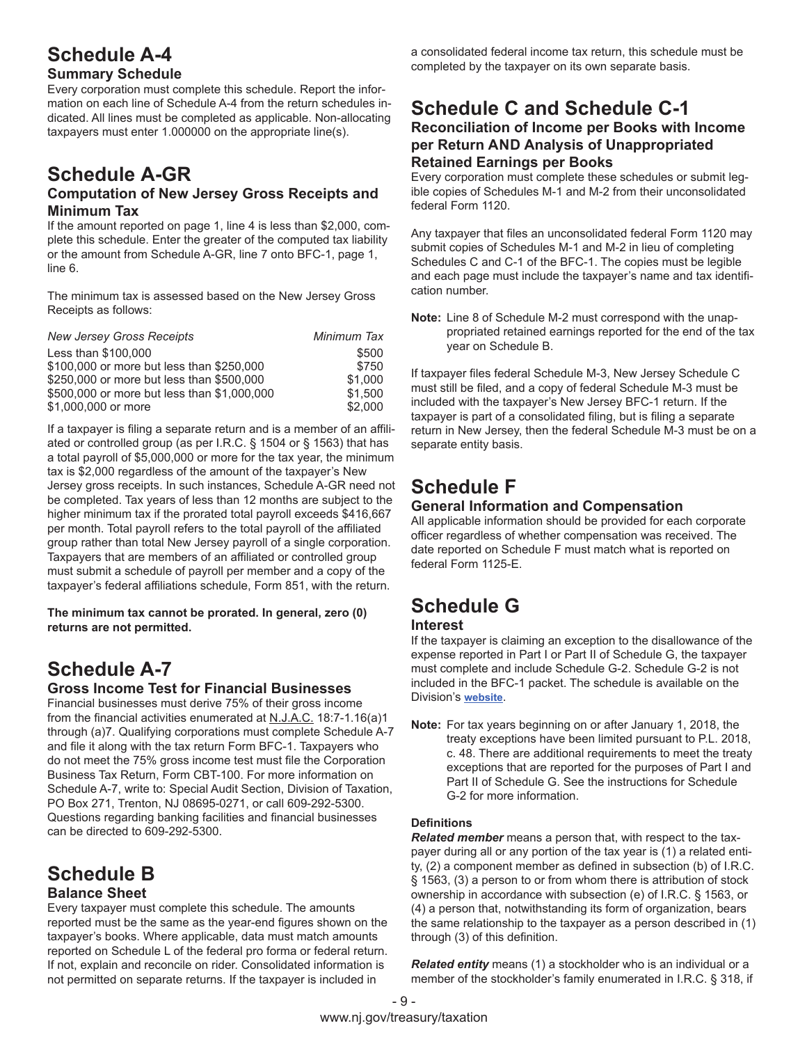# Schedule A-4

### Summary Schedule

Every corporation must complete this schedule. Report the information on each line of Schedule A-4 from the return schedules indicated. All lines must be completed as applicable. Non-allocating taxpayers must enter 1.000000 on the appropriate line(s).

# Schedule A-GR

### Computation of New Jersey Gross Receipts and Minimum Tax

If the amount reported on page 1, line 4 is less than $2,000, complete this schedule. Enter the greater of the computed tax liability or the amount from Schedule A-GR, line 7 onto BFC-1, page 1, line 6.

The minimum tax is assessed based on the New Jersey Gross Receipts as follows:

| *New Jersey Gross Receipts* | *Minimum Tax* |
|---|---|
| Less than $100,000 | $500 |
| $100,000 or more but less than $250,000 | $750 |
| $250,000 or more but less than $500,000 | $1,000 |
| $500,000 or more but less than $1,000,000 | $1,500 |
| $1,000,000 or more | $2,000 |

If a taxpayer is filing a separate return and is a member of an affiliated or controlled group (as per I.R.C. § 1504 or § 1563) that has a total payroll of $5,000,000 or more for the tax year, the minimum tax is $2,000 regardless of the amount of the taxpayer's New Jersey gross receipts. In such instances, Schedule A-GR need not be completed. Tax years of less than 12 months are subject to the higher minimum tax if the prorated total payroll exceeds $416,667 per month. Total payroll refers to the total payroll of the affiliated group rather than total New Jersey payroll of a single corporation. Taxpayers that are members of an affiliated or controlled group must submit a schedule of payroll per member and a copy of the taxpayer's federal affiliations schedule, Form 851, with the return.

**The minimum tax cannot be prorated. In general, zero (0) returns are not permitted.**

# Schedule A-7

### Gross Income Test for Financial Businesses

Financial businesses must derive 75% of their gross income from the financial activities enumerated at N.J.A.C. 18:7-1.16(a)1 through (a)7. Qualifying corporations must complete Schedule A-7 and file it along with the tax return Form BFC-1. Taxpayers who do not meet the 75% gross income test must file the Corporation Business Tax Return, Form CBT-100. For more information on Schedule A-7, write to: Special Audit Section, Division of Taxation, PO Box 271, Trenton, NJ 08695-0271, or call 609-292-5300. Questions regarding banking facilities and financial businesses can be directed to 609-292-5300.

# Schedule B

### Balance Sheet

Every taxpayer must complete this schedule. The amounts reported must be the same as the year-end figures shown on the taxpayer's books. Where applicable, data must match amounts reported on Schedule L of the federal pro forma or federal return. If not, explain and reconcile on rider. Consolidated information is not permitted on separate returns. If the taxpayer is included in a consolidated federal income tax return, this schedule must be completed by the taxpayer on its own separate basis.

# Schedule C and Schedule C-1

### Reconciliation of Income per Books with Income per Return AND Analysis of Unappropriated Retained Earnings per Books

Every corporation must complete these schedules or submit legible copies of Schedules M-1 and M-2 from their unconsolidated federal Form 1120.

Any taxpayer that files an unconsolidated federal Form 1120 may submit copies of Schedules M-1 and M-2 in lieu of completing Schedules C and C-1 of the BFC-1. The copies must be legible and each page must include the taxpayer's name and tax identification number.

**Note:** Line 8 of Schedule M-2 must correspond with the unappropriated retained earnings reported for the end of the tax year on Schedule B.

If taxpayer files federal Schedule M-3, New Jersey Schedule C must still be filed, and a copy of federal Schedule M-3 must be included with the taxpayer's New Jersey BFC-1 return. If the taxpayer is part of a consolidated filing, but is filing a separate return in New Jersey, then the federal Schedule M-3 must be on a separate entity basis.

# Schedule F

### General Information and Compensation

All applicable information should be provided for each corporate officer regardless of whether compensation was received. The date reported on Schedule F must match what is reported on federal Form 1125-E.

# Schedule G

### Interest

If the taxpayer is claiming an exception to the disallowance of the expense reported in Part I or Part II of Schedule G, the taxpayer must complete and include Schedule G-2. Schedule G-2 is not included in the BFC-1 packet. The schedule is available on the Division's website.

**Note:** For tax years beginning on or after January 1, 2018, the treaty exceptions have been limited pursuant to P.L. 2018, c. 48. There are additional requirements to meet the treaty exceptions that are reported for the purposes of Part I and Part II of Schedule G. See the instructions for Schedule G-2 for more information.

#### Definitions

***Related member*** means a person that, with respect to the taxpayer during all or any portion of the tax year is (1) a related entity, (2) a component member as defined in subsection (b) of I.R.C. § 1563, (3) a person to or from whom there is attribution of stock ownership in accordance with subsection (e) of I.R.C. § 1563, or (4) a person that, notwithstanding its form of organization, bears the same relationship to the taxpayer as a person described in (1) through (3) of this definition.

***Related entity*** means (1) a stockholder who is an individual or a member of the stockholder's family enumerated in I.R.C. § 318, if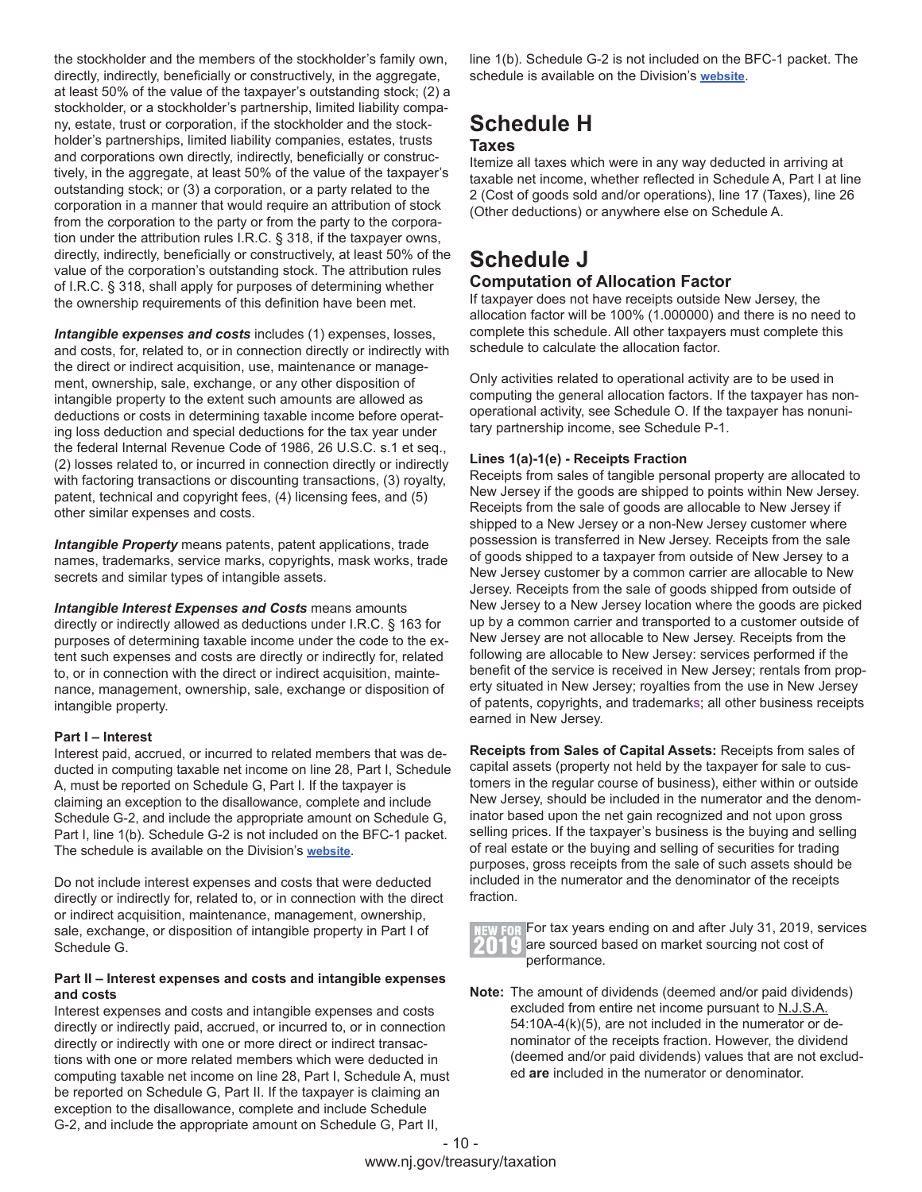the stockholder and the members of the stockholder's family own, directly, indirectly, beneficially or constructively, in the aggregate, at least 50% of the value of the taxpayer's outstanding stock; (2) a stockholder, or a stockholder's partnership, limited liability company, estate, trust or corporation, if the stockholder and the stockholder's partnerships, limited liability companies, estates, trusts and corporations own directly, indirectly, beneficially or constructively, in the aggregate, at least 50% of the value of the taxpayer's outstanding stock; or (3) a corporation, or a party related to the corporation in a manner that would require an attribution of stock from the corporation to the party or from the party to the corporation under the attribution rules I.R.C. § 318, if the taxpayer owns, directly, indirectly, beneficially or constructively, at least 50% of the value of the corporation's outstanding stock. The attribution rules of I.R.C. § 318, shall apply for purposes of determining whether the ownership requirements of this definition have been met.

***Intangible expenses and costs*** includes (1) expenses, losses, and costs, for, related to, or in connection directly or indirectly with the direct or indirect acquisition, use, maintenance or management, ownership, sale, exchange, or any other disposition of intangible property to the extent such amounts are allowed as deductions or costs in determining taxable income before operating loss deduction and special deductions for the tax year under the federal Internal Revenue Code of 1986, 26 U.S.C. s.1 et seq., (2) losses related to, or incurred in connection directly or indirectly with factoring transactions or discounting transactions, (3) royalty, patent, technical and copyright fees, (4) licensing fees, and (5) other similar expenses and costs.

***Intangible Property*** means patents, patent applications, trade names, trademarks, service marks, copyrights, mask works, trade secrets and similar types of intangible assets.

***Intangible Interest Expenses and Costs*** means amounts directly or indirectly allowed as deductions under I.R.C. § 163 for purposes of determining taxable income under the code to the extent such expenses and costs are directly or indirectly for, related to, or in connection with the direct or indirect acquisition, maintenance, management, ownership, sale, exchange or disposition of intangible property.

**Part I – Interest**

Interest paid, accrued, or incurred to related members that was deducted in computing taxable net income on line 28, Part I, Schedule A, must be reported on Schedule G, Part I. If the taxpayer is claiming an exception to the disallowance, complete and include Schedule G-2, and include the appropriate amount on Schedule G, Part I, line 1(b). Schedule G-2 is not included on the BFC-1 packet. The schedule is available on the Division's website.

Do not include interest expenses and costs that were deducted directly or indirectly for, related to, or in connection with the direct or indirect acquisition, maintenance, management, ownership, sale, exchange, or disposition of intangible property in Part I of Schedule G.

**Part II – Interest expenses and costs and intangible expenses and costs**

Interest expenses and costs and intangible expenses and costs directly or indirectly paid, accrued, or incurred to, or in connection directly or indirectly with one or more direct or indirect transactions with one or more related members which were deducted in computing taxable net income on line 28, Part I, Schedule A, must be reported on Schedule G, Part II. If the taxpayer is claiming an exception to the disallowance, complete and include Schedule G-2, and include the appropriate amount on Schedule G, Part II, line 1(b). Schedule G-2 is not included on the BFC-1 packet. The schedule is available on the Division's website.

# Schedule H

## Taxes

Itemize all taxes which were in any way deducted in arriving at taxable net income, whether reflected in Schedule A, Part I at line 2 (Cost of goods sold and/or operations), line 17 (Taxes), line 26 (Other deductions) or anywhere else on Schedule A.

# Schedule J

## Computation of Allocation Factor

If taxpayer does not have receipts outside New Jersey, the allocation factor will be 100% (1.000000) and there is no need to complete this schedule. All other taxpayers must complete this schedule to calculate the allocation factor.

Only activities related to operational activity are to be used in computing the general allocation factors. If the taxpayer has nonoperational activity, see Schedule O. If the taxpayer has nonunitary partnership income, see Schedule P-1.

**Lines 1(a)-1(e) - Receipts Fraction**

Receipts from sales of tangible personal property are allocated to New Jersey if the goods are shipped to points within New Jersey. Receipts from the sale of goods are allocable to New Jersey if shipped to a New Jersey or a non-New Jersey customer where possession is transferred in New Jersey. Receipts from the sale of goods shipped to a taxpayer from outside of New Jersey to a New Jersey customer by a common carrier are allocable to New Jersey. Receipts from the sale of goods shipped from outside of New Jersey to a New Jersey location where the goods are picked up by a common carrier and transported to a customer outside of New Jersey are not allocable to New Jersey. Receipts from the following are allocable to New Jersey: services performed if the benefit of the service is received in New Jersey; rentals from property situated in New Jersey; royalties from the use in New Jersey of patents, copyrights, and trademarks; all other business receipts earned in New Jersey.

**Receipts from Sales of Capital Assets:** Receipts from sales of capital assets (property not held by the taxpayer for sale to customers in the regular course of business), either within or outside New Jersey, should be included in the numerator and the denominator based upon the net gain recognized and not upon gross selling prices. If the taxpayer's business is the buying and selling of real estate or the buying and selling of securities for trading purposes, gross receipts from the sale of such assets should be included in the numerator and the denominator of the receipts fraction.

NEW FOR 2019 For tax years ending on and after July 31, 2019, services are sourced based on market sourcing not cost of performance.

**Note:** The amount of dividends (deemed and/or paid dividends) excluded from entire net income pursuant to N.J.S.A. 54:10A-4(k)(5), are not included in the numerator or denominator of the receipts fraction. However, the dividend (deemed and/or paid dividends) values that are not excluded **are** included in the numerator or denominator.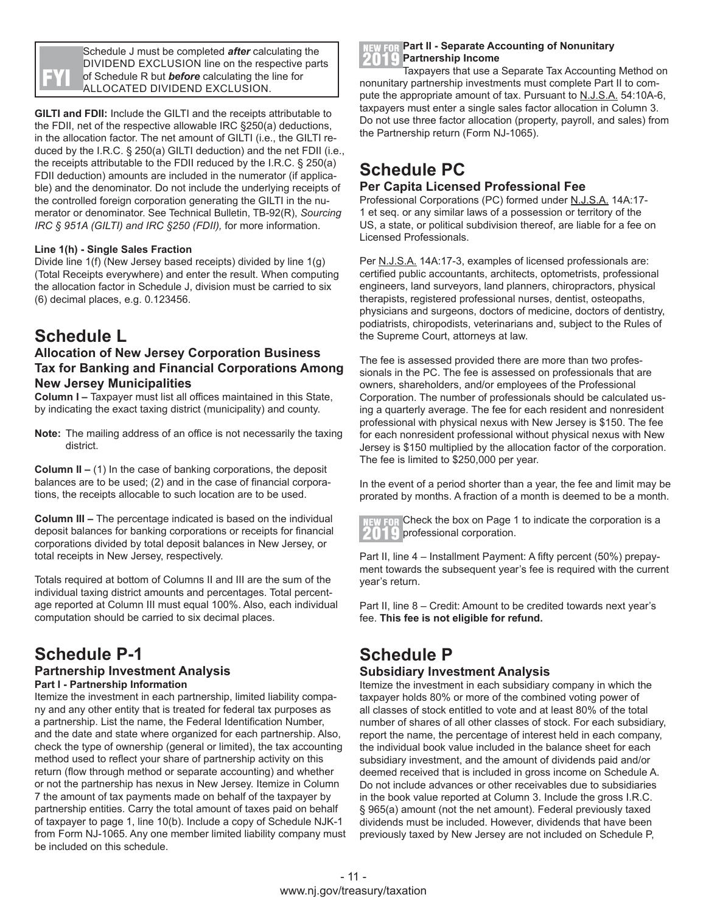> **FYI** Schedule J must be completed ***after*** calculating the DIVIDEND EXCLUSION line on the respective parts of Schedule R but ***before*** calculating the line for ALLOCATED DIVIDEND EXCLUSION.

**GILTI and FDII:** Include the GILTI and the receipts attributable to the FDII, net of the respective allowable IRC §250(a) deductions, in the allocation factor. The net amount of GILTI (i.e., the GILTI reduced by the I.R.C. § 250(a) GILTI deduction) and the net FDII (i.e., the receipts attributable to the FDII reduced by the I.R.C. § 250(a) FDII deduction) amounts are included in the numerator (if applicable) and the denominator. Do not include the underlying receipts of the controlled foreign corporation generating the GILTI in the numerator or denominator. See Technical Bulletin, TB-92(R), *Sourcing IRC § 951A (GILTI) and IRC §250 (FDII),* for more information.

**Line 1(h) - Single Sales Fraction**

Divide line 1(f) (New Jersey based receipts) divided by line 1(g) (Total Receipts everywhere) and enter the result. When computing the allocation factor in Schedule J, division must be carried to six (6) decimal places, e.g. 0.123456.

# Schedule L

### Allocation of New Jersey Corporation Business Tax for Banking and Financial Corporations Among New Jersey Municipalities

**Column I –** Taxpayer must list all offices maintained in this State, by indicating the exact taxing district (municipality) and county.

**Note:** The mailing address of an office is not necessarily the taxing district.

**Column II –** (1) In the case of banking corporations, the deposit balances are to be used; (2) and in the case of financial corporations, the receipts allocable to such location are to be used.

**Column III –** The percentage indicated is based on the individual deposit balances for banking corporations or receipts for financial corporations divided by total deposit balances in New Jersey, or total receipts in New Jersey, respectively.

Totals required at bottom of Columns II and III are the sum of the individual taxing district amounts and percentages. Total percentage reported at Column III must equal 100%. Also, each individual computation should be carried to six decimal places.

# Schedule P-1

### Partnership Investment Analysis

**Part I - Partnership Information**

Itemize the investment in each partnership, limited liability company and any other entity that is treated for federal tax purposes as a partnership. List the name, the Federal Identification Number, and the date and state where organized for each partnership. Also, check the type of ownership (general or limited), the tax accounting method used to reflect your share of partnership activity on this return (flow through method or separate accounting) and whether or not the partnership has nexus in New Jersey. Itemize in Column 7 the amount of tax payments made on behalf of the taxpayer by partnership entities. Carry the total amount of taxes paid on behalf of taxpayer to page 1, line 10(b). Include a copy of Schedule NJK-1 from Form NJ-1065. Any one member limited liability company must be included on this schedule.

**NEW FOR 2019 Part II - Separate Accounting of Nonunitary Partnership Income**

Taxpayers that use a Separate Tax Accounting Method on nonunitary partnership investments must complete Part II to compute the appropriate amount of tax. Pursuant to N.J.S.A. 54:10A-6, taxpayers must enter a single sales factor allocation in Column 3. Do not use three factor allocation (property, payroll, and sales) from the Partnership return (Form NJ-1065).

# Schedule PC

### Per Capita Licensed Professional Fee

Professional Corporations (PC) formed under N.J.S.A. 14A:17-1 et seq. or any similar laws of a possession or territory of the US, a state, or political subdivision thereof, are liable for a fee on Licensed Professionals.

Per N.J.S.A. 14A:17-3, examples of licensed professionals are: certified public accountants, architects, optometrists, professional engineers, land surveyors, land planners, chiropractors, physical therapists, registered professional nurses, dentist, osteopaths, physicians and surgeons, doctors of medicine, doctors of dentistry, podiatrists, chiropodists, veterinarians and, subject to the Rules of the Supreme Court, attorneys at law.

The fee is assessed provided there are more than two professionals in the PC. The fee is assessed on professionals that are owners, shareholders, and/or employees of the Professional Corporation. The number of professionals should be calculated using a quarterly average. The fee for each resident and nonresident professional with physical nexus with New Jersey is $150. The fee for each nonresident professional without physical nexus with New Jersey is $150 multiplied by the allocation factor of the corporation. The fee is limited to $250,000 per year.

In the event of a period shorter than a year, the fee and limit may be prorated by months. A fraction of a month is deemed to be a month.

**NEW FOR 2019** Check the box on Page 1 to indicate the corporation is a professional corporation.

Part II, line 4 – Installment Payment: A fifty percent (50%) prepayment towards the subsequent year's fee is required with the current year's return.

Part II, line 8 – Credit: Amount to be credited towards next year's fee. **This fee is not eligible for refund.**

# Schedule P

### Subsidiary Investment Analysis

Itemize the investment in each subsidiary company in which the taxpayer holds 80% or more of the combined voting power of all classes of stock entitled to vote and at least 80% of the total number of shares of all other classes of stock. For each subsidiary, report the name, the percentage of interest held in each company, the individual book value included in the balance sheet for each subsidiary investment, and the amount of dividends paid and/or deemed received that is included in gross income on Schedule A. Do not include advances or other receivables due to subsidiaries in the book value reported at Column 3. Include the gross I.R.C. § 965(a) amount (not the net amount). Federal previously taxed dividends must be included. However, dividends that have been previously taxed by New Jersey are not included on Schedule P,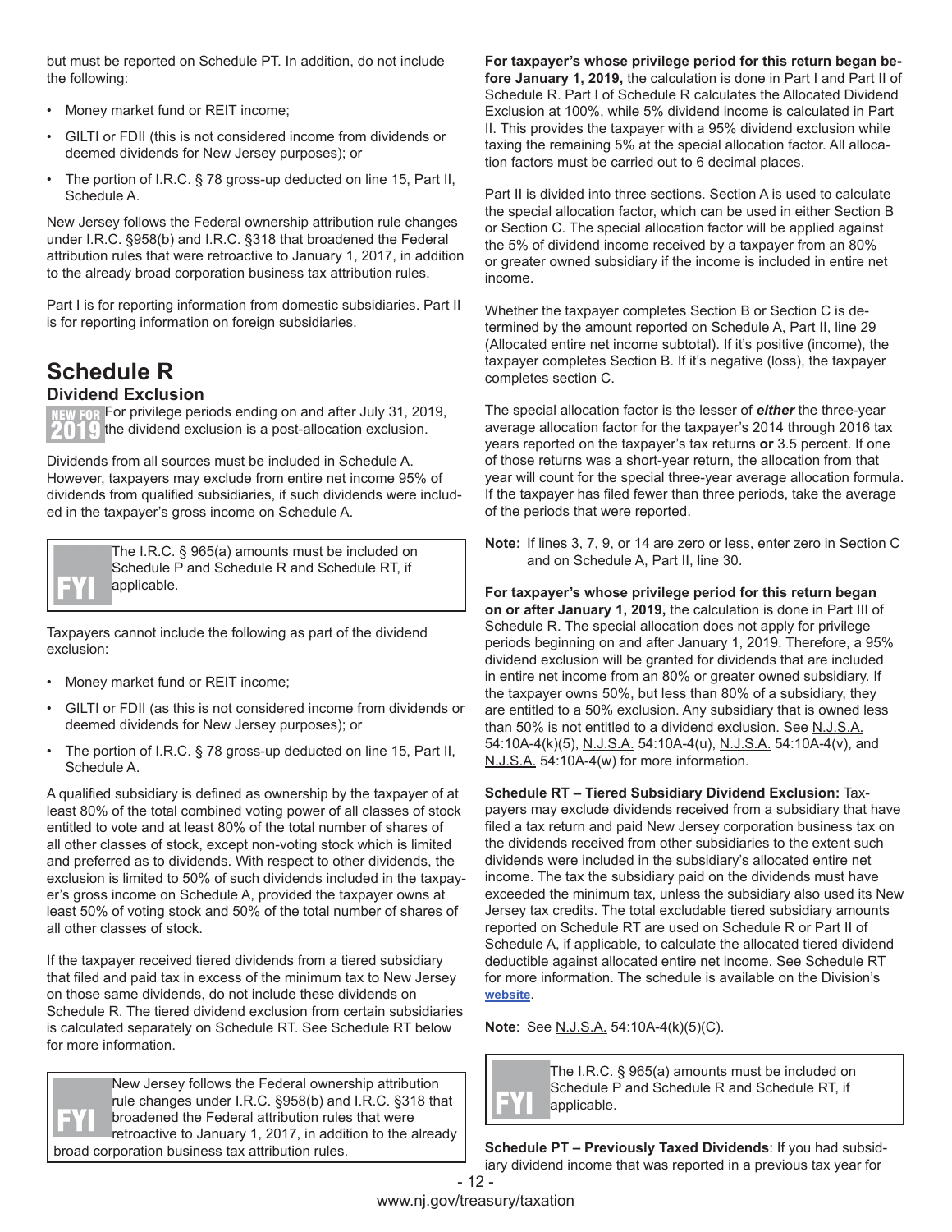but must be reported on Schedule PT. In addition, do not include the following:

- Money market fund or REIT income;
- GILTI or FDII (this is not considered income from dividends or deemed dividends for New Jersey purposes); or
- The portion of I.R.C. § 78 gross-up deducted on line 15, Part II, Schedule A.

New Jersey follows the Federal ownership attribution rule changes under I.R.C. §958(b) and I.R.C. §318 that broadened the Federal attribution rules that were retroactive to January 1, 2017, in addition to the already broad corporation business tax attribution rules.

Part I is for reporting information from domestic subsidiaries. Part II is for reporting information on foreign subsidiaries.

## Schedule R

### Dividend Exclusion

NEW FOR 2019 For privilege periods ending on and after July 31, 2019, the dividend exclusion is a post-allocation exclusion.

Dividends from all sources must be included in Schedule A. However, taxpayers may exclude from entire net income 95% of dividends from qualified subsidiaries, if such dividends were included in the taxpayer's gross income on Schedule A.

> FYI The I.R.C. § 965(a) amounts must be included on Schedule P and Schedule R and Schedule RT, if applicable.

Taxpayers cannot include the following as part of the dividend exclusion:

- Money market fund or REIT income;
- GILTI or FDII (as this is not considered income from dividends or deemed dividends for New Jersey purposes); or
- The portion of I.R.C. § 78 gross-up deducted on line 15, Part II, Schedule A.

A qualified subsidiary is defined as ownership by the taxpayer of at least 80% of the total combined voting power of all classes of stock entitled to vote and at least 80% of the total number of shares of all other classes of stock, except non-voting stock which is limited and preferred as to dividends. With respect to other dividends, the exclusion is limited to 50% of such dividends included in the taxpayer's gross income on Schedule A, provided the taxpayer owns at least 50% of voting stock and 50% of the total number of shares of all other classes of stock.

If the taxpayer received tiered dividends from a tiered subsidiary that filed and paid tax in excess of the minimum tax to New Jersey on those same dividends, do not include these dividends on Schedule R. The tiered dividend exclusion from certain subsidiaries is calculated separately on Schedule RT. See Schedule RT below for more information.

> FYI New Jersey follows the Federal ownership attribution rule changes under I.R.C. §958(b) and I.R.C. §318 that broadened the Federal attribution rules that were retroactive to January 1, 2017, in addition to the already broad corporation business tax attribution rules.

**For taxpayer's whose privilege period for this return began before January 1, 2019,** the calculation is done in Part I and Part II of Schedule R. Part I of Schedule R calculates the Allocated Dividend Exclusion at 100%, while 5% dividend income is calculated in Part II. This provides the taxpayer with a 95% dividend exclusion while taxing the remaining 5% at the special allocation factor. All allocation factors must be carried out to 6 decimal places.

Part II is divided into three sections. Section A is used to calculate the special allocation factor, which can be used in either Section B or Section C. The special allocation factor will be applied against the 5% of dividend income received by a taxpayer from an 80% or greater owned subsidiary if the income is included in entire net income.

Whether the taxpayer completes Section B or Section C is determined by the amount reported on Schedule A, Part II, line 29 (Allocated entire net income subtotal). If it's positive (income), the taxpayer completes Section B. If it's negative (loss), the taxpayer completes section C.

The special allocation factor is the lesser of ***either*** the three-year average allocation factor for the taxpayer's 2014 through 2016 tax years reported on the taxpayer's tax returns **or** 3.5 percent. If one of those returns was a short-year return, the allocation from that year will count for the special three-year average allocation formula. If the taxpayer has filed fewer than three periods, take the average of the periods that were reported.

**Note:** If lines 3, 7, 9, or 14 are zero or less, enter zero in Section C and on Schedule A, Part II, line 30.

**For taxpayer's whose privilege period for this return began on or after January 1, 2019,** the calculation is done in Part III of Schedule R. The special allocation does not apply for privilege periods beginning on and after January 1, 2019. Therefore, a 95% dividend exclusion will be granted for dividends that are included in entire net income from an 80% or greater owned subsidiary. If the taxpayer owns 50%, but less than 80% of a subsidiary, they are entitled to a 50% exclusion. Any subsidiary that is owned less than 50% is not entitled to a dividend exclusion. See N.J.S.A. 54:10A-4(k)(5), N.J.S.A. 54:10A-4(u), N.J.S.A. 54:10A-4(v), and N.J.S.A. 54:10A-4(w) for more information.

**Schedule RT – Tiered Subsidiary Dividend Exclusion:** Taxpayers may exclude dividends received from a subsidiary that have filed a tax return and paid New Jersey corporation business tax on the dividends received from other subsidiaries to the extent such dividends were included in the subsidiary's allocated entire net income. The tax the subsidiary paid on the dividends must have exceeded the minimum tax, unless the subsidiary also used its New Jersey tax credits. The total excludable tiered subsidiary amounts reported on Schedule RT are used on Schedule R or Part II of Schedule A, if applicable, to calculate the allocated tiered dividend deductible against allocated entire net income. See Schedule RT for more information. The schedule is available on the Division's website.

**Note**: See N.J.S.A. 54:10A-4(k)(5)(C).

> FYI The I.R.C. § 965(a) amounts must be included on Schedule P and Schedule R and Schedule RT, if applicable.

**Schedule PT – Previously Taxed Dividends**: If you had subsidiary dividend income that was reported in a previous tax year for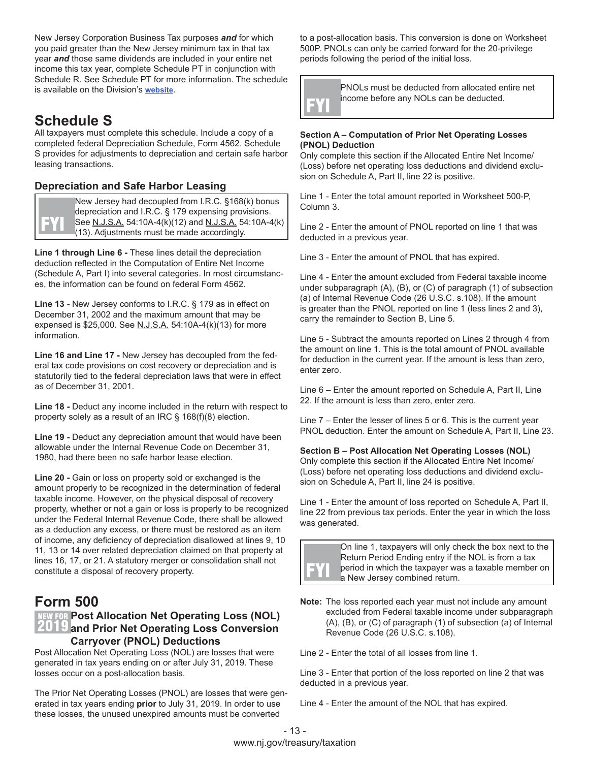New Jersey Corporation Business Tax purposes ***and*** for which you paid greater than the New Jersey minimum tax in that tax year ***and*** those same dividends are included in your entire net income this tax year, complete Schedule PT in conjunction with Schedule R. See Schedule PT for more information. The schedule is available on the Division's **website**.

# Schedule S

All taxpayers must complete this schedule. Include a copy of a completed federal Depreciation Schedule, Form 4562. Schedule S provides for adjustments to depreciation and certain safe harbor leasing transactions.

### Depreciation and Safe Harbor Leasing

> **FYI** New Jersey had decoupled from I.R.C. §168(k) bonus depreciation and I.R.C. § 179 expensing provisions. See N.J.S.A. 54:10A-4(k)(12) and N.J.S.A. 54:10A-4(k)(13). Adjustments must be made accordingly.

**Line 1 through Line 6 -** These lines detail the depreciation deduction reflected in the Computation of Entire Net Income (Schedule A, Part I) into several categories. In most circumstances, the information can be found on federal Form 4562.

**Line 13 -** New Jersey conforms to I.R.C. § 179 as in effect on December 31, 2002 and the maximum amount that may be expensed is $25,000. See N.J.S.A. 54:10A-4(k)(13) for more information.

**Line 16 and Line 17 -** New Jersey has decoupled from the federal tax code provisions on cost recovery or depreciation and is statutorily tied to the federal depreciation laws that were in effect as of December 31, 2001.

**Line 18 -** Deduct any income included in the return with respect to property solely as a result of an IRC § 168(f)(8) election.

**Line 19 -** Deduct any depreciation amount that would have been allowable under the Internal Revenue Code on December 31, 1980, had there been no safe harbor lease election.

**Line 20 -** Gain or loss on property sold or exchanged is the amount properly to be recognized in the determination of federal taxable income. However, on the physical disposal of recovery property, whether or not a gain or loss is properly to be recognized under the Federal Internal Revenue Code, there shall be allowed as a deduction any excess, or there must be restored as an item of income, any deficiency of depreciation disallowed at lines 9, 10 11, 13 or 14 over related depreciation claimed on that property at lines 16, 17, or 21. A statutory merger or consolidation shall not constitute a disposal of recovery property.

# Form 500

### NEW FOR 2019 Post Allocation Net Operating Loss (NOL) and Prior Net Operating Loss Conversion Carryover (PNOL) Deductions

Post Allocation Net Operating Loss (NOL) are losses that were generated in tax years ending on or after July 31, 2019. These losses occur on a post-allocation basis.

The Prior Net Operating Losses (PNOL) are losses that were generated in tax years ending **prior** to July 31, 2019. In order to use these losses, the unused unexpired amounts must be converted to a post-allocation basis. This conversion is done on Worksheet 500P. PNOLs can only be carried forward for the 20-privilege periods following the period of the initial loss.

> **FYI** PNOLs must be deducted from allocated entire net income before any NOLs can be deducted.

**Section A – Computation of Prior Net Operating Losses (PNOL) Deduction**

Only complete this section if the Allocated Entire Net Income/(Loss) before net operating loss deductions and dividend exclusion on Schedule A, Part II, line 22 is positive.

Line 1 - Enter the total amount reported in Worksheet 500-P, Column 3.

Line 2 - Enter the amount of PNOL reported on line 1 that was deducted in a previous year.

Line 3 - Enter the amount of PNOL that has expired.

Line 4 - Enter the amount excluded from Federal taxable income under subparagraph (A), (B), or (C) of paragraph (1) of subsection (a) of Internal Revenue Code (26 U.S.C. s.108). If the amount is greater than the PNOL reported on line 1 (less lines 2 and 3), carry the remainder to Section B, Line 5.

Line 5 - Subtract the amounts reported on Lines 2 through 4 from the amount on line 1. This is the total amount of PNOL available for deduction in the current year. If the amount is less than zero, enter zero.

Line 6 – Enter the amount reported on Schedule A, Part II, Line 22. If the amount is less than zero, enter zero.

Line 7 – Enter the lesser of lines 5 or 6. This is the current year PNOL deduction. Enter the amount on Schedule A, Part II, Line 23.

**Section B – Post Allocation Net Operating Losses (NOL)**

Only complete this section if the Allocated Entire Net Income/(Loss) before net operating loss deductions and dividend exclusion on Schedule A, Part II, line 24 is positive.

Line 1 - Enter the amount of loss reported on Schedule A, Part II, line 22 from previous tax periods. Enter the year in which the loss was generated.

> **FYI** On line 1, taxpayers will only check the box next to the Return Period Ending entry if the NOL is from a tax period in which the taxpayer was a taxable member on a New Jersey combined return.

**Note:** The loss reported each year must not include any amount excluded from Federal taxable income under subparagraph (A), (B), or (C) of paragraph (1) of subsection (a) of Internal Revenue Code (26 U.S.C. s.108).

Line 2 - Enter the total of all losses from line 1.

Line 3 - Enter that portion of the loss reported on line 2 that was deducted in a previous year.

Line 4 - Enter the amount of the NOL that has expired.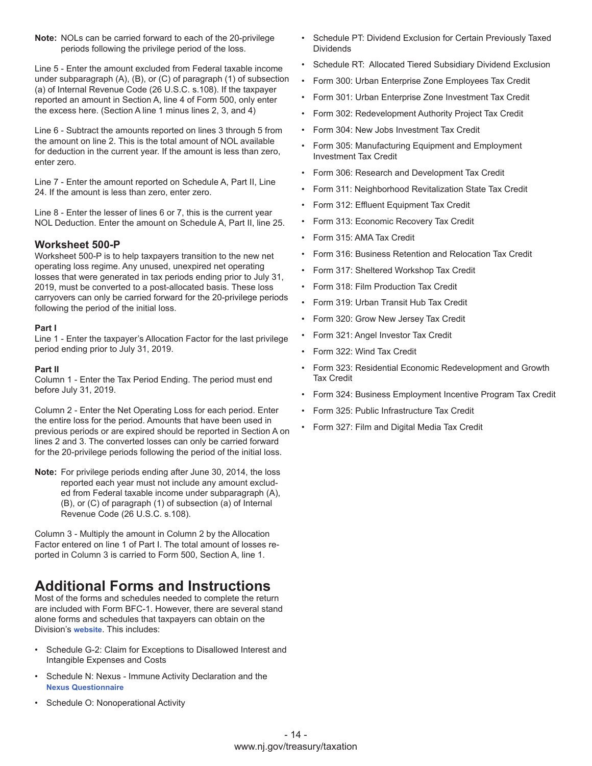**Note:** NOLs can be carried forward to each of the 20-privilege periods following the privilege period of the loss.

Line 5 - Enter the amount excluded from Federal taxable income under subparagraph (A), (B), or (C) of paragraph (1) of subsection (a) of Internal Revenue Code (26 U.S.C. s.108). If the taxpayer reported an amount in Section A, line 4 of Form 500, only enter the excess here. (Section A line 1 minus lines 2, 3, and 4)

Line 6 - Subtract the amounts reported on lines 3 through 5 from the amount on line 2. This is the total amount of NOL available for deduction in the current year. If the amount is less than zero, enter zero.

Line 7 - Enter the amount reported on Schedule A, Part II, Line 24. If the amount is less than zero, enter zero.

Line 8 - Enter the lesser of lines 6 or 7, this is the current year NOL Deduction. Enter the amount on Schedule A, Part II, line 25.

### Worksheet 500-P

Worksheet 500-P is to help taxpayers transition to the new net operating loss regime. Any unused, unexpired net operating losses that were generated in tax periods ending prior to July 31, 2019, must be converted to a post-allocated basis. These loss carryovers can only be carried forward for the 20-privilege periods following the period of the initial loss.

**Part I**

Line 1 - Enter the taxpayer's Allocation Factor for the last privilege period ending prior to July 31, 2019.

**Part II**

Column 1 - Enter the Tax Period Ending. The period must end before July 31, 2019.

Column 2 - Enter the Net Operating Loss for each period. Enter the entire loss for the period. Amounts that have been used in previous periods or are expired should be reported in Section A on lines 2 and 3. The converted losses can only be carried forward for the 20-privilege periods following the period of the initial loss.

**Note:** For privilege periods ending after June 30, 2014, the loss reported each year must not include any amount excluded from Federal taxable income under subparagraph (A), (B), or (C) of paragraph (1) of subsection (a) of Internal Revenue Code (26 U.S.C. s.108).

Column 3 - Multiply the amount in Column 2 by the Allocation Factor entered on line 1 of Part I. The total amount of losses reported in Column 3 is carried to Form 500, Section A, line 1.

## Additional Forms and Instructions

Most of the forms and schedules needed to complete the return are included with Form BFC-1. However, there are several stand alone forms and schedules that taxpayers can obtain on the Division's **website**. This includes:

- Schedule G-2: Claim for Exceptions to Disallowed Interest and Intangible Expenses and Costs
- Schedule N: Nexus - Immune Activity Declaration and the **Nexus Questionnaire**
- Schedule O: Nonoperational Activity
- Schedule PT: Dividend Exclusion for Certain Previously Taxed Dividends
- Schedule RT: Allocated Tiered Subsidiary Dividend Exclusion
- Form 300: Urban Enterprise Zone Employees Tax Credit
- Form 301: Urban Enterprise Zone Investment Tax Credit
- Form 302: Redevelopment Authority Project Tax Credit
- Form 304: New Jobs Investment Tax Credit
- Form 305: Manufacturing Equipment and Employment Investment Tax Credit
- Form 306: Research and Development Tax Credit
- Form 311: Neighborhood Revitalization State Tax Credit
- Form 312: Effluent Equipment Tax Credit
- Form 313: Economic Recovery Tax Credit
- Form 315: AMA Tax Credit
- Form 316: Business Retention and Relocation Tax Credit
- Form 317: Sheltered Workshop Tax Credit
- Form 318: Film Production Tax Credit
- Form 319: Urban Transit Hub Tax Credit
- Form 320: Grow New Jersey Tax Credit
- Form 321: Angel Investor Tax Credit
- Form 322: Wind Tax Credit
- Form 323: Residential Economic Redevelopment and Growth Tax Credit
- Form 324: Business Employment Incentive Program Tax Credit
- Form 325: Public Infrastructure Tax Credit
- Form 327: Film and Digital Media Tax Credit